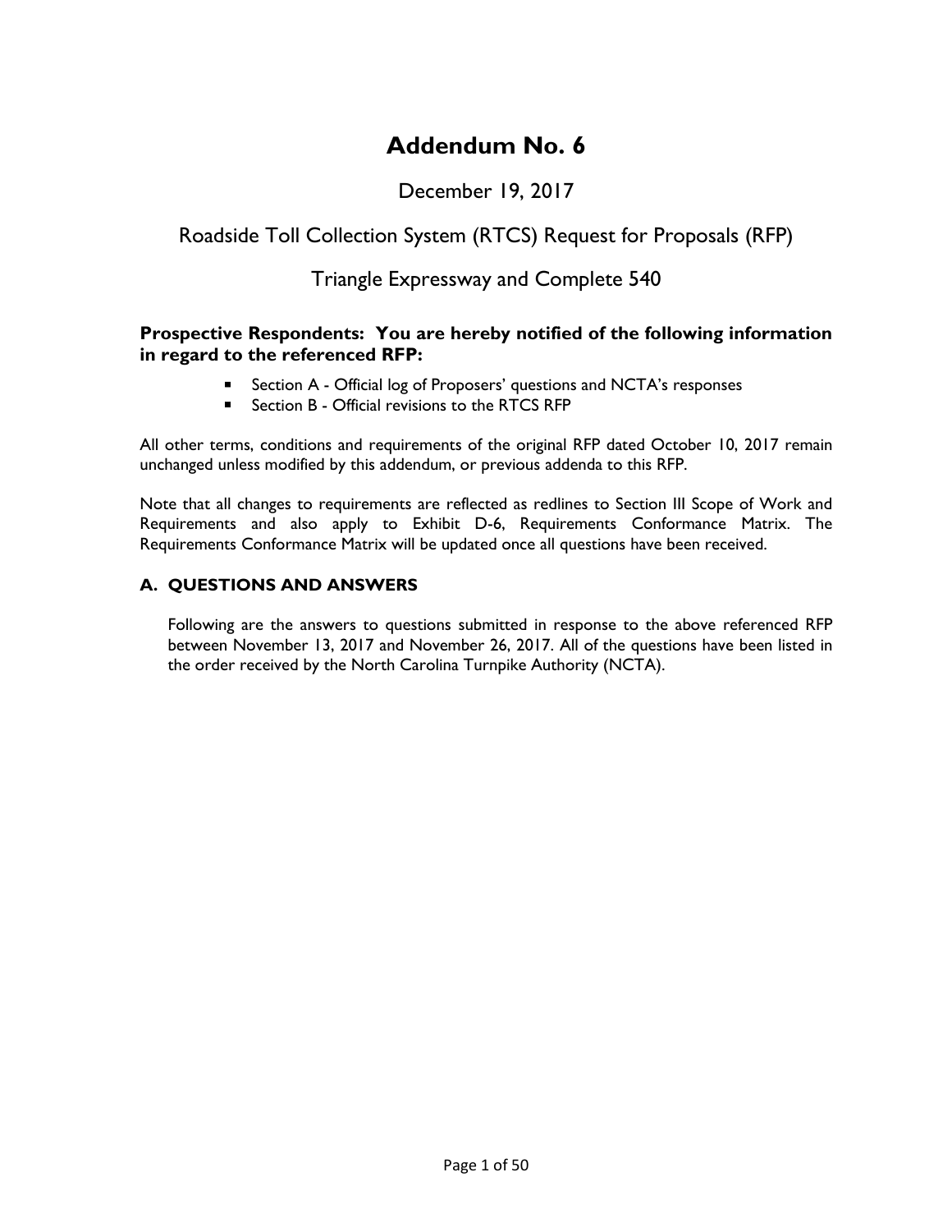# Addendum No. 6

December 19, 2017

Roadside Toll Collection System (RTCS) Request for Proposals (RFP)

Triangle Expressway and Complete 540

**Prospective Respondents: You are hereby notified of the following information in regard to the referenced RFP:**

- Section A - Official log of Proposers' questions and NCTA's responses
- Section B - Official revisions to the RTCS RFP

All other terms, conditions and requirements of the original RFP dated October 10, 2017 remain unchanged unless modified by this addendum, or previous addenda to this RFP.

Note that all changes to requirements are reflected as redlines to Section III Scope of Work and Requirements and also apply to Exhibit D-6, Requirements Conformance Matrix. The Requirements Conformance Matrix will be updated once all questions have been received.

## A. QUESTIONS AND ANSWERS

Following are the answers to questions submitted in response to the above referenced RFP between November 13, 2017 and November 26, 2017. All of the questions have been listed in the order received by the North Carolina Turnpike Authority (NCTA).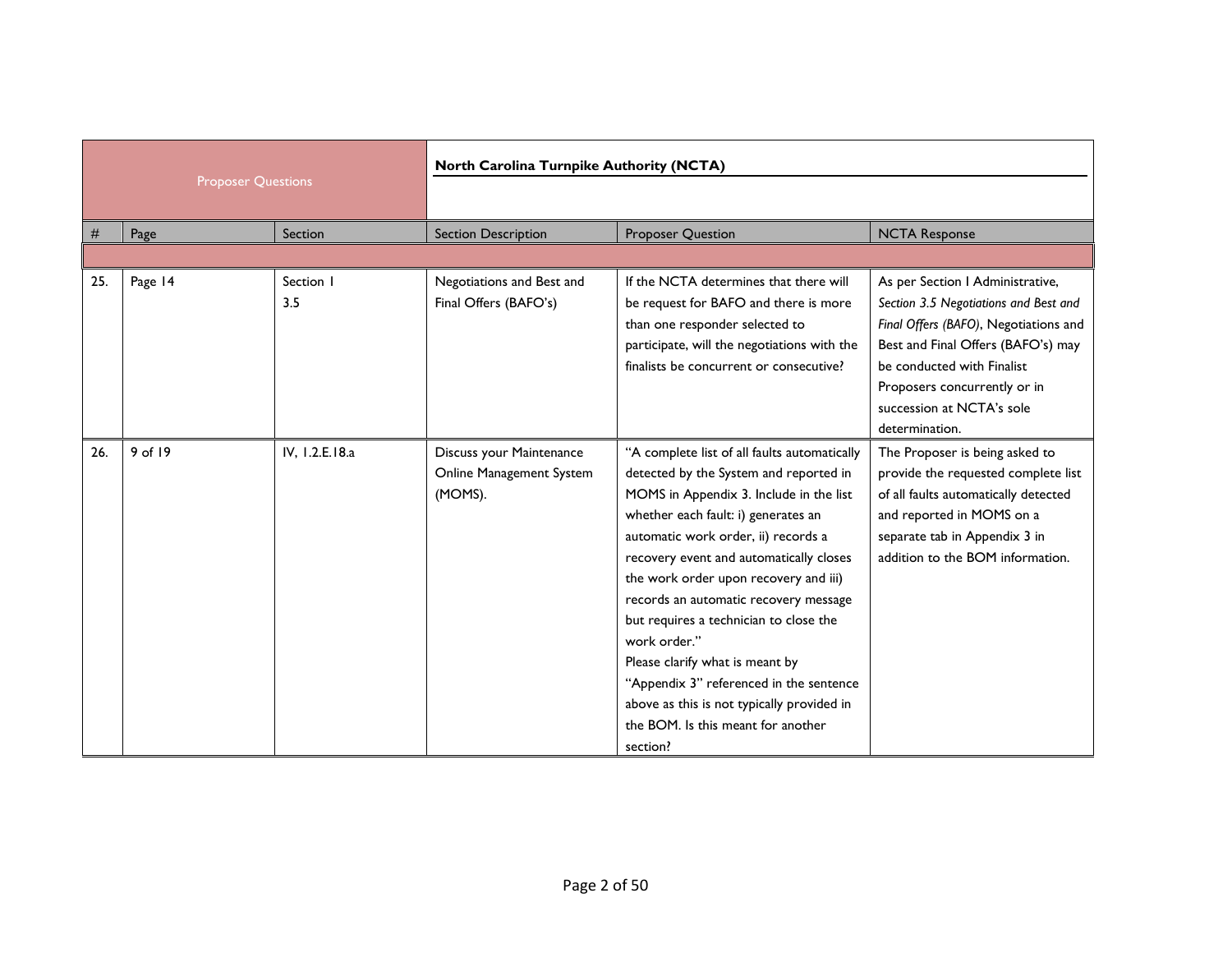| Proposer Questions | | | North Carolina Turnpike Authority (NCTA) | | |
|---|---|---|---|---|---|
| # | Page | Section | Section Description | Proposer Question | NCTA Response |
| 25. | Page 14 | Section I 3.5 | Negotiations and Best and Final Offers (BAFO's) | If the NCTA determines that there will be request for BAFO and there is more than one responder selected to participate, will the negotiations with the finalists be concurrent or consecutive? | As per Section I Administrative, *Section 3.5 Negotiations and Best and Final Offers (BAFO)*, Negotiations and Best and Final Offers (BAFO's) may be conducted with Finalist Proposers concurrently or in succession at NCTA's sole determination. |
| 26. | 9 of 19 | IV, 1.2.E.18.a | Discuss your Maintenance Online Management System (MOMS). | "A complete list of all faults automatically detected by the System and reported in MOMS in Appendix 3. Include in the list whether each fault: i) generates an automatic work order, ii) records a recovery event and automatically closes the work order upon recovery and iii) records an automatic recovery message but requires a technician to close the work order." Please clarify what is meant by "Appendix 3" referenced in the sentence above as this is not typically provided in the BOM. Is this meant for another section? | The Proposer is being asked to provide the requested complete list of all faults automatically detected and reported in MOMS on a separate tab in Appendix 3 in addition to the BOM information. |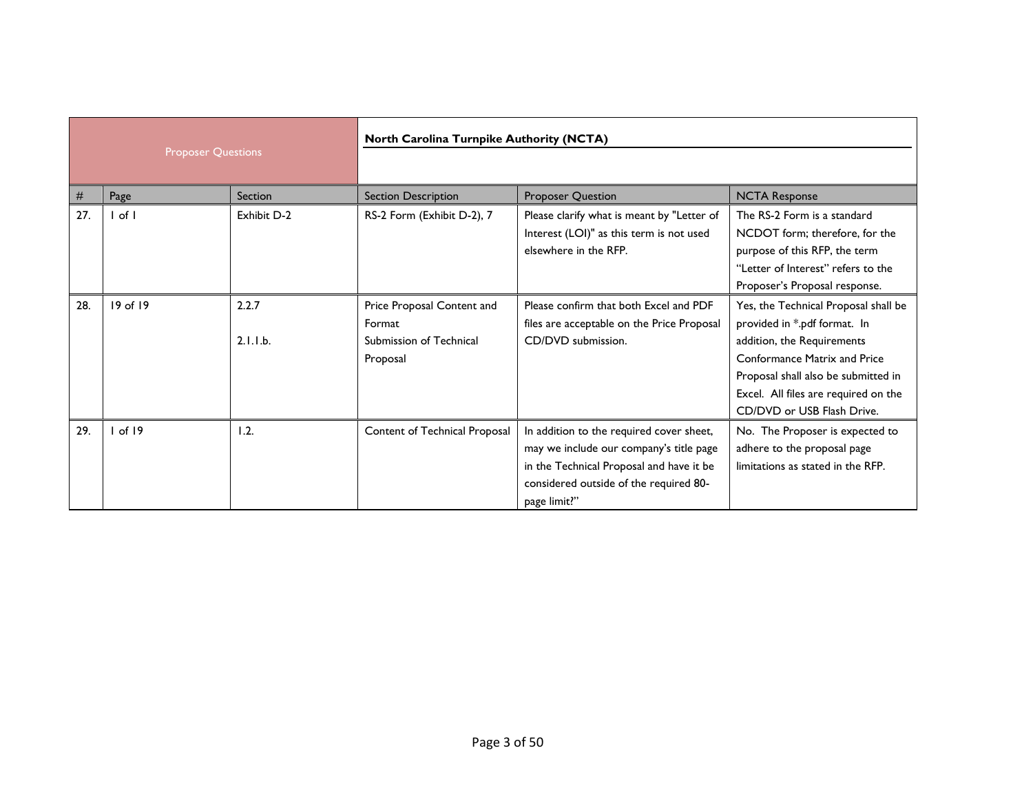| Proposer Questions | | | North Carolina Turnpike Authority (NCTA) | | |
|---|---|---|---|---|---|
| # | Page | Section | Section Description | Proposer Question | NCTA Response |
| 27. | 1 of 1 | Exhibit D-2 | RS-2 Form (Exhibit D-2), 7 | Please clarify what is meant by "Letter of Interest (LOI)" as this term is not used elsewhere in the RFP. | The RS-2 Form is a standard NCDOT form; therefore, for the purpose of this RFP, the term "Letter of Interest" refers to the Proposer's Proposal response. |
| 28. | 19 of 19 | 2.2.7<br>2.1.1.b. | Price Proposal Content and Format<br>Submission of Technical Proposal | Please confirm that both Excel and PDF files are acceptable on the Price Proposal CD/DVD submission. | Yes, the Technical Proposal shall be provided in *.pdf format. In addition, the Requirements Conformance Matrix and Price Proposal shall also be submitted in Excel. All files are required on the CD/DVD or USB Flash Drive. |
| 29. | 1 of 19 | 1.2. | Content of Technical Proposal | In addition to the required cover sheet, may we include our company's title page in the Technical Proposal and have it be considered outside of the required 80-page limit?" | No. The Proposer is expected to adhere to the proposal page limitations as stated in the RFP. |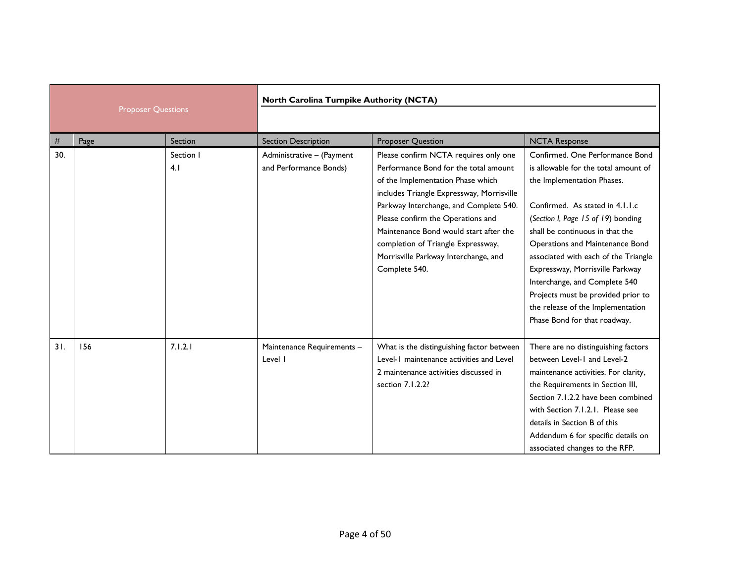| Proposer Questions | | | North Carolina Turnpike Authority (NCTA) | | |
|---|---|---|---|---|---|
| # | Page | Section | Section Description | Proposer Question | NCTA Response |
| 30. | | Section I 4.1 | Administrative – (Payment and Performance Bonds) | Please confirm NCTA requires only one Performance Bond for the total amount of the Implementation Phase which includes Triangle Expressway, Morrisville Parkway Interchange, and Complete 540. Please confirm the Operations and Maintenance Bond would start after the completion of Triangle Expressway, Morrisville Parkway Interchange, and Complete 540. | Confirmed. One Performance Bond is allowable for the total amount of the Implementation Phases.<br><br>Confirmed. As stated in 4.1.1.c (*Section I, Page 15 of 19*) bonding shall be continuous in that the Operations and Maintenance Bond associated with each of the Triangle Expressway, Morrisville Parkway Interchange, and Complete 540 Projects must be provided prior to the release of the Implementation Phase Bond for that roadway. |
| 31. | 156 | 7.1.2.1 | Maintenance Requirements – Level 1 | What is the distinguishing factor between Level-1 maintenance activities and Level 2 maintenance activities discussed in section 7.1.2.2? | There are no distinguishing factors between Level-1 and Level-2 maintenance activities. For clarity, the Requirements in Section III, Section 7.1.2.2 have been combined with Section 7.1.2.1. Please see details in Section B of this Addendum 6 for specific details on associated changes to the RFP. |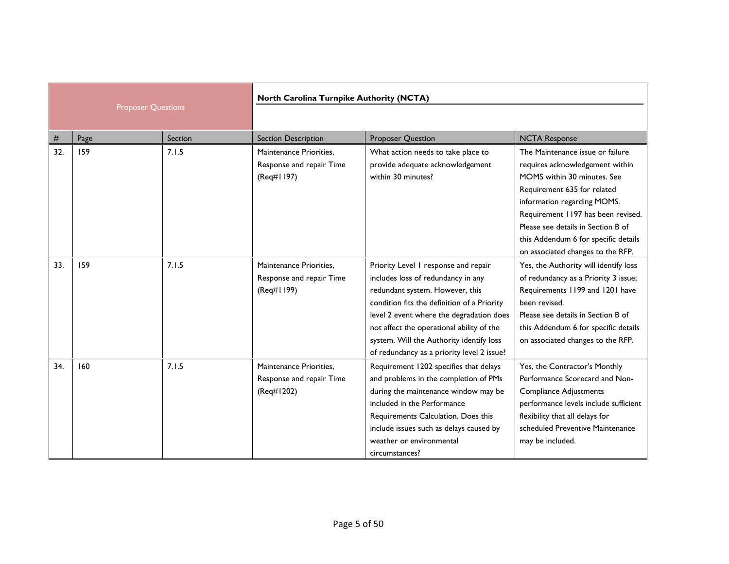| Proposer Questions | | | North Carolina Turnpike Authority (NCTA) | | |
|---|---|---|---|---|---|
| # | Page | Section | Section Description | Proposer Question | NCTA Response |
| 32. | 159 | 7.1.5 | Maintenance Priorities, Response and repair Time (Req#1197) | What action needs to take place to provide adequate acknowledgement within 30 minutes? | The Maintenance issue or failure requires acknowledgement within MOMS within 30 minutes. See Requirement 635 for related information regarding MOMS. Requirement 1197 has been revised. Please see details in Section B of this Addendum 6 for specific details on associated changes to the RFP. |
| 33. | 159 | 7.1.5 | Maintenance Priorities, Response and repair Time (Req#1199) | Priority Level 1 response and repair includes loss of redundancy in any redundant system. However, this condition fits the definition of a Priority level 2 event where the degradation does not affect the operational ability of the system. Will the Authority identify loss of redundancy as a priority level 2 issue? | Yes, the Authority will identify loss of redundancy as a Priority 3 issue; Requirements 1199 and 1201 have been revised. Please see details in Section B of this Addendum 6 for specific details on associated changes to the RFP. |
| 34. | 160 | 7.1.5 | Maintenance Priorities, Response and repair Time (Req#1202) | Requirement 1202 specifies that delays and problems in the completion of PMs during the maintenance window may be included in the Performance Requirements Calculation. Does this include issues such as delays caused by weather or environmental circumstances? | Yes, the Contractor's Monthly Performance Scorecard and Non-Compliance Adjustments performance levels include sufficient flexibility that all delays for scheduled Preventive Maintenance may be included. |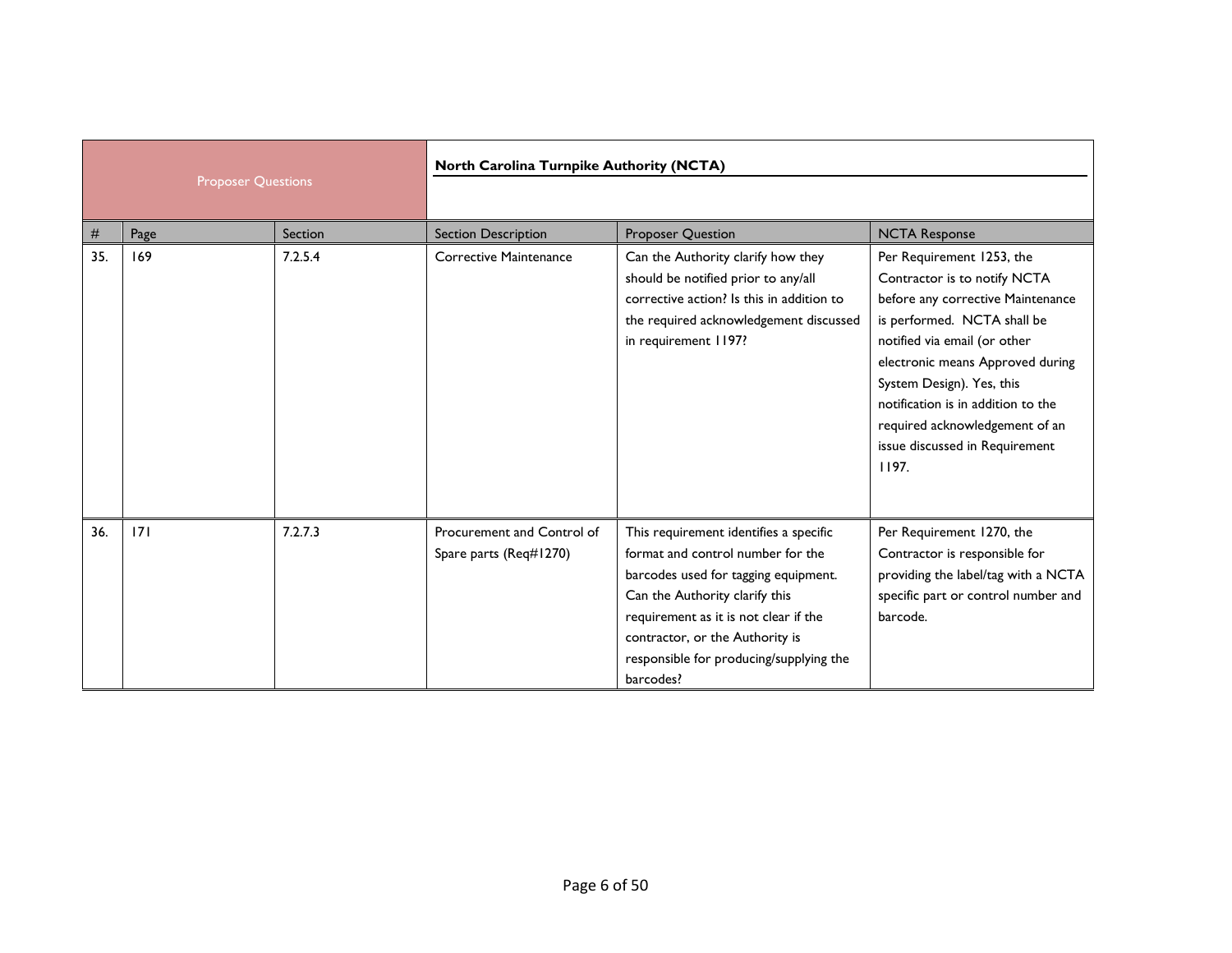| Proposer Questions | | | North Carolina Turnpike Authority (NCTA) | | |
|---|---|---|---|---|---|
| # | Page | Section | Section Description | Proposer Question | NCTA Response |
| 35. | 169 | 7.2.5.4 | Corrective Maintenance | Can the Authority clarify how they should be notified prior to any/all corrective action? Is this in addition to the required acknowledgement discussed in requirement 1197? | Per Requirement 1253, the Contractor is to notify NCTA before any corrective Maintenance is performed. NCTA shall be notified via email (or other electronic means Approved during System Design). Yes, this notification is in addition to the required acknowledgement of an issue discussed in Requirement 1197. |
| 36. | 171 | 7.2.7.3 | Procurement and Control of Spare parts (Req#1270) | This requirement identifies a specific format and control number for the barcodes used for tagging equipment. Can the Authority clarify this requirement as it is not clear if the contractor, or the Authority is responsible for producing/supplying the barcodes? | Per Requirement 1270, the Contractor is responsible for providing the label/tag with a NCTA specific part or control number and barcode. |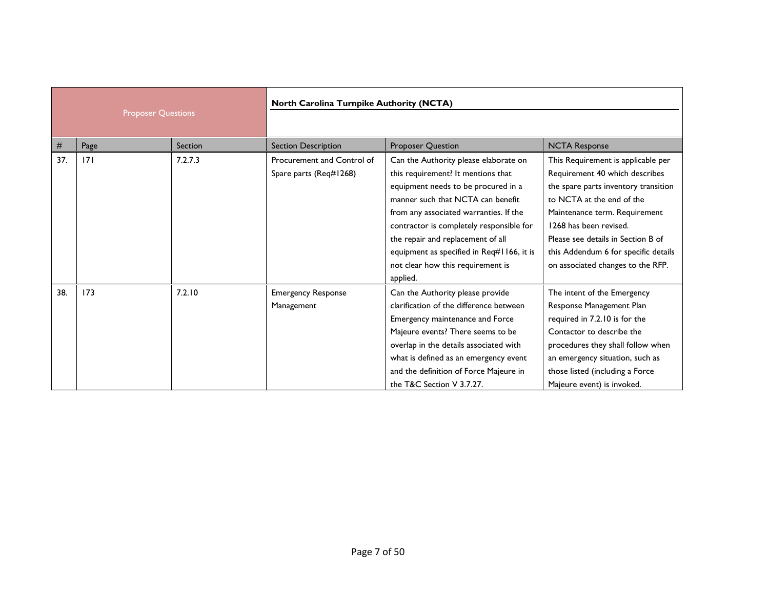| Proposer Questions | | | North Carolina Turnpike Authority (NCTA) | | |
|---|---|---|---|---|---|
| # | Page | Section | Section Description | Proposer Question | NCTA Response |
| 37. | 171 | 7.2.7.3 | Procurement and Control of Spare parts (Req#1268) | Can the Authority please elaborate on this requirement? It mentions that equipment needs to be procured in a manner such that NCTA can benefit from any associated warranties. If the contractor is completely responsible for the repair and replacement of all equipment as specified in Req#1166, it is not clear how this requirement is applied. | This Requirement is applicable per Requirement 40 which describes the spare parts inventory transition to NCTA at the end of the Maintenance term. Requirement 1268 has been revised. Please see details in Section B of this Addendum 6 for specific details on associated changes to the RFP. |
| 38. | 173 | 7.2.10 | Emergency Response Management | Can the Authority please provide clarification of the difference between Emergency maintenance and Force Majeure events? There seems to be overlap in the details associated with what is defined as an emergency event and the definition of Force Majeure in the T&C Section V 3.7.27. | The intent of the Emergency Response Management Plan required in 7.2.10 is for the Contactor to describe the procedures they shall follow when an emergency situation, such as those listed (including a Force Majeure event) is invoked. |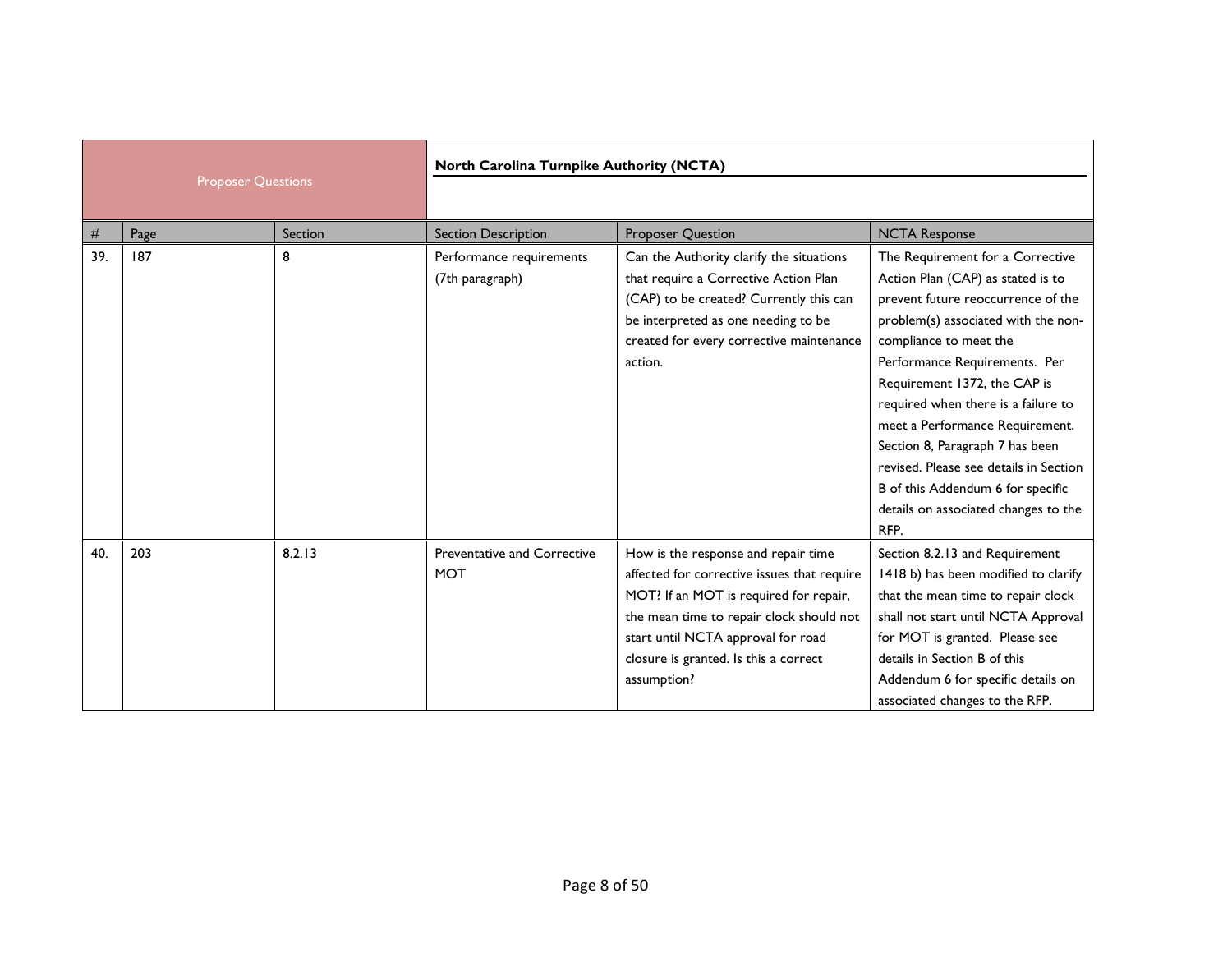| Proposer Questions | | | North Carolina Turnpike Authority (NCTA) | | |
|---|---|---|---|---|---|
| # | Page | Section | Section Description | Proposer Question | NCTA Response |
| 39. | 187 | 8 | Performance requirements (7th paragraph) | Can the Authority clarify the situations that require a Corrective Action Plan (CAP) to be created? Currently this can be interpreted as one needing to be created for every corrective maintenance action. | The Requirement for a Corrective Action Plan (CAP) as stated is to prevent future reoccurrence of the problem(s) associated with the non-compliance to meet the Performance Requirements. Per Requirement 1372, the CAP is required when there is a failure to meet a Performance Requirement. Section 8, Paragraph 7 has been revised. Please see details in Section B of this Addendum 6 for specific details on associated changes to the RFP. |
| 40. | 203 | 8.2.13 | Preventative and Corrective MOT | How is the response and repair time affected for corrective issues that require MOT? If an MOT is required for repair, the mean time to repair clock should not start until NCTA approval for road closure is granted. Is this a correct assumption? | Section 8.2.13 and Requirement 1418 b) has been modified to clarify that the mean time to repair clock shall not start until NCTA Approval for MOT is granted. Please see details in Section B of this Addendum 6 for specific details on associated changes to the RFP. |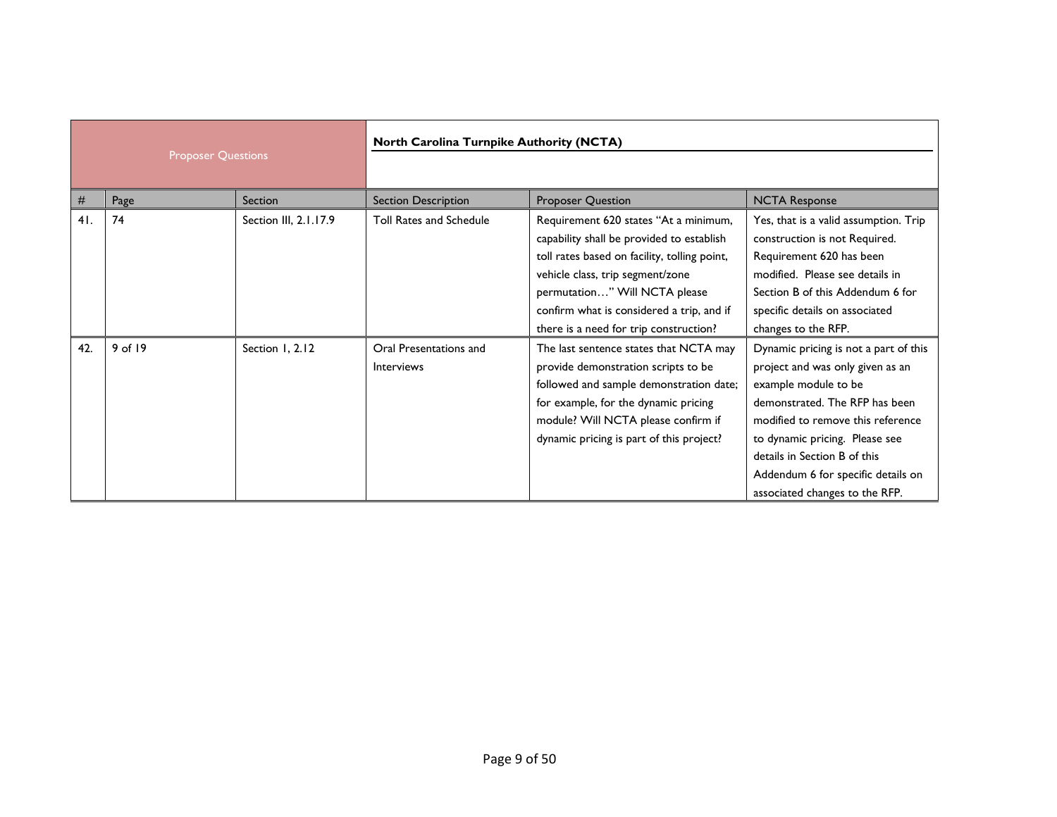| Proposer Questions | | | North Carolina Turnpike Authority (NCTA) | | |
|---|---|---|---|---|---|
| # | Page | Section | Section Description | Proposer Question | NCTA Response |
| 41. | 74 | Section III, 2.1.17.9 | Toll Rates and Schedule | Requirement 620 states "At a minimum, capability shall be provided to establish toll rates based on facility, tolling point, vehicle class, trip segment/zone permutation…" Will NCTA please confirm what is considered a trip, and if there is a need for trip construction? | Yes, that is a valid assumption. Trip construction is not Required. Requirement 620 has been modified. Please see details in Section B of this Addendum 6 for specific details on associated changes to the RFP. |
| 42. | 9 of 19 | Section 1, 2.12 | Oral Presentations and Interviews | The last sentence states that NCTA may provide demonstration scripts to be followed and sample demonstration date; for example, for the dynamic pricing module? Will NCTA please confirm if dynamic pricing is part of this project? | Dynamic pricing is not a part of this project and was only given as an example module to be demonstrated. The RFP has been modified to remove this reference to dynamic pricing. Please see details in Section B of this Addendum 6 for specific details on associated changes to the RFP. |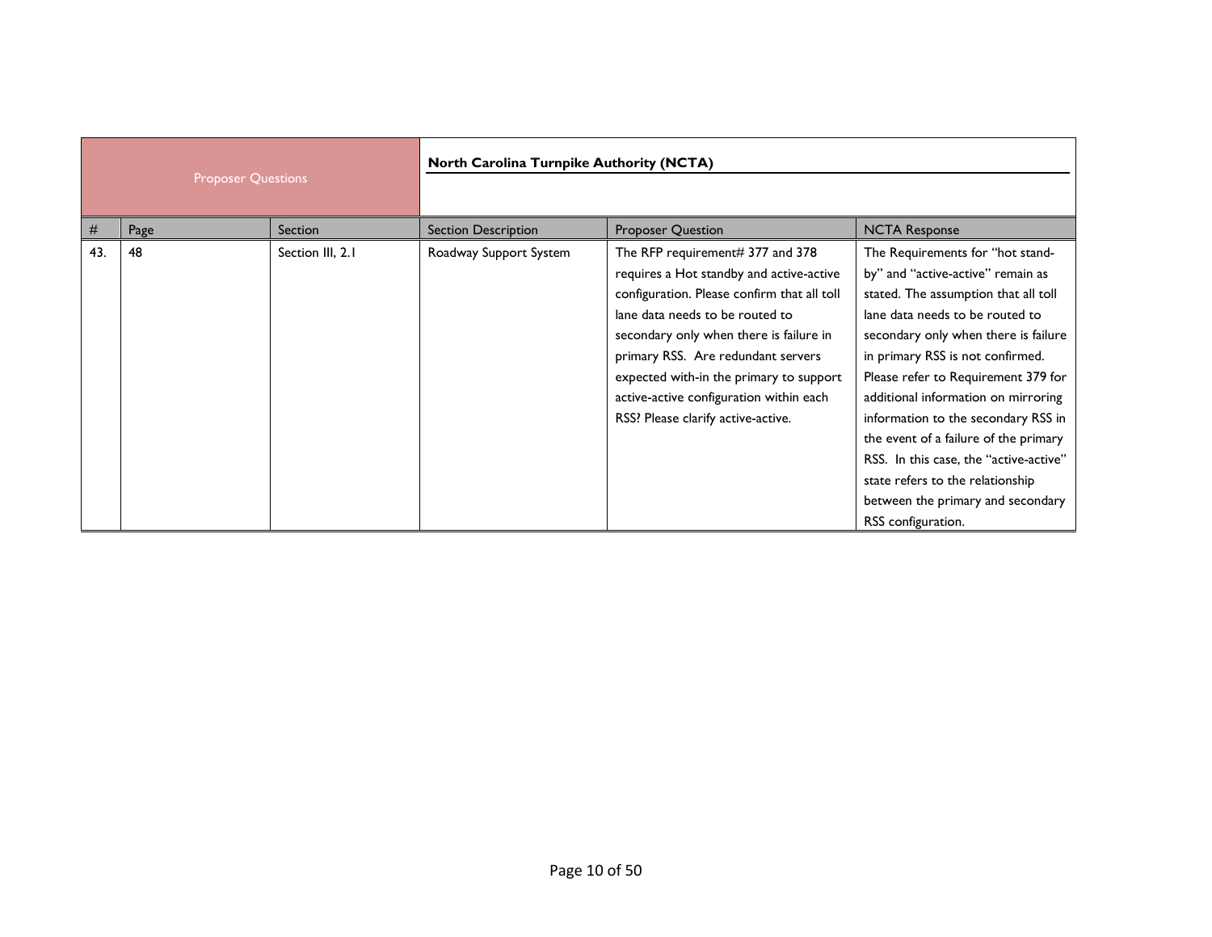| Proposer Questions | | | North Carolina Turnpike Authority (NCTA) | | |
|---|---|---|---|---|---|
| # | Page | Section | Section Description | Proposer Question | NCTA Response |
| 43. | 48 | Section III, 2.1 | Roadway Support System | The RFP requirement# 377 and 378 requires a Hot standby and active-active configuration. Please confirm that all toll lane data needs to be routed to secondary only when there is failure in primary RSS. Are redundant servers expected with-in the primary to support active-active configuration within each RSS? Please clarify active-active. | The Requirements for "hot stand-by" and "active-active" remain as stated. The assumption that all toll lane data needs to be routed to secondary only when there is failure in primary RSS is not confirmed. Please refer to Requirement 379 for additional information on mirroring information to the secondary RSS in the event of a failure of the primary RSS. In this case, the "active-active" state refers to the relationship between the primary and secondary RSS configuration. |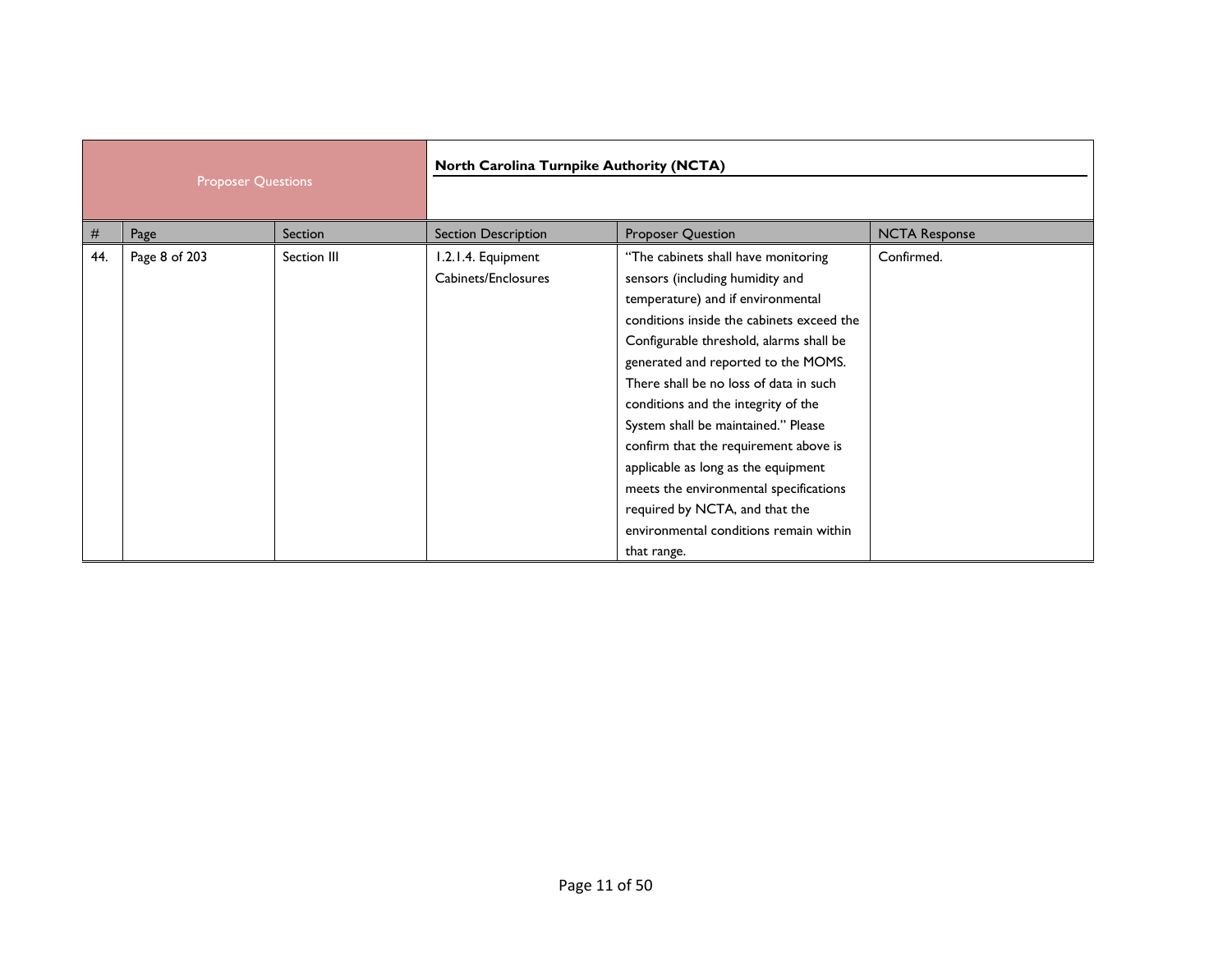| Proposer Questions | | | North Carolina Turnpike Authority (NCTA) | | |
|---|---|---|---|---|---|
| # | Page | Section | Section Description | Proposer Question | NCTA Response |
| 44. | Page 8 of 203 | Section III | 1.2.1.4. Equipment Cabinets/Enclosures | "The cabinets shall have monitoring sensors (including humidity and temperature) and if environmental conditions inside the cabinets exceed the Configurable threshold, alarms shall be generated and reported to the MOMS. There shall be no loss of data in such conditions and the integrity of the System shall be maintained." Please confirm that the requirement above is applicable as long as the equipment meets the environmental specifications required by NCTA, and that the environmental conditions remain within that range. | Confirmed. |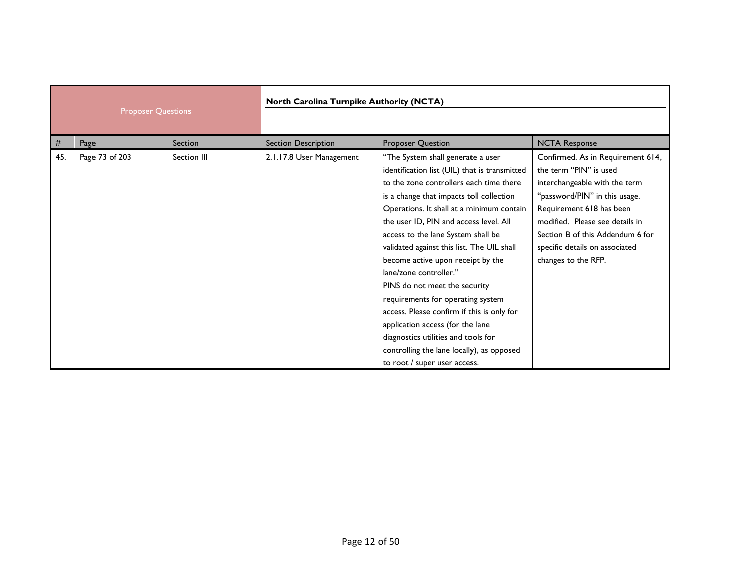| Proposer Questions | | | North Carolina Turnpike Authority (NCTA) | | |
|---|---|---|---|---|---|
| # | Page | Section | Section Description | Proposer Question | NCTA Response |
| 45. | Page 73 of 203 | Section III | 2.1.17.8 User Management | "The System shall generate a user identification list (UIL) that is transmitted to the zone controllers each time there is a change that impacts toll collection Operations. It shall at a minimum contain the user ID, PIN and access level. All access to the lane System shall be validated against this list. The UIL shall become active upon receipt by the lane/zone controller."<br>PINS do not meet the security requirements for operating system access. Please confirm if this is only for application access (for the lane diagnostics utilities and tools for controlling the lane locally), as opposed to root / super user access. | Confirmed. As in Requirement 614, the term "PIN" is used interchangeable with the term "password/PIN" in this usage. Requirement 618 has been modified. Please see details in Section B of this Addendum 6 for specific details on associated changes to the RFP. |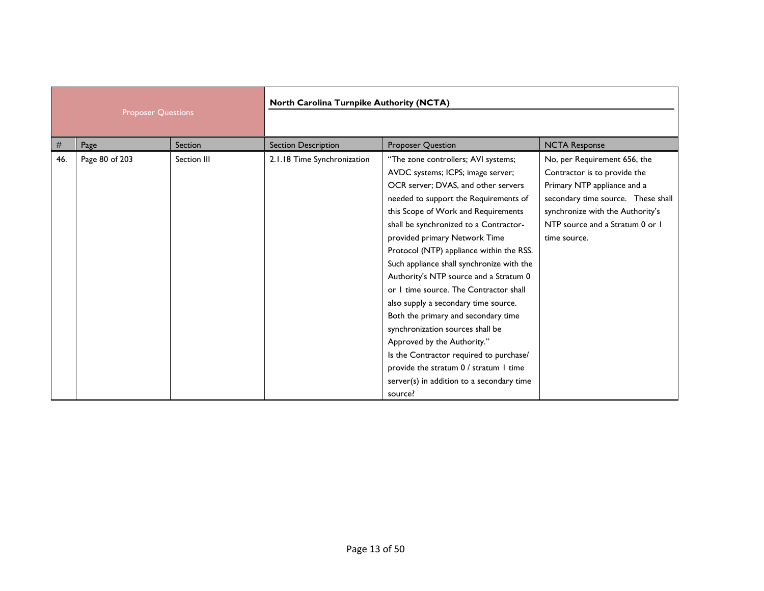| Proposer Questions | | | North Carolina Turnpike Authority (NCTA) | | |
|---|---|---|---|---|---|
| # | Page | Section | Section Description | Proposer Question | NCTA Response |
| 46. | Page 80 of 203 | Section III | 2.1.18 Time Synchronization | "The zone controllers; AVI systems; AVDC systems; ICPS; image server; OCR server; DVAS, and other servers needed to support the Requirements of this Scope of Work and Requirements shall be synchronized to a Contractor-provided primary Network Time Protocol (NTP) appliance within the RSS. Such appliance shall synchronize with the Authority's NTP source and a Stratum 0 or 1 time source. The Contractor shall also supply a secondary time source. Both the primary and secondary time synchronization sources shall be Approved by the Authority."<br>Is the Contractor required to purchase/ provide the stratum 0 / stratum 1 time server(s) in addition to a secondary time source? | No, per Requirement 656, the Contractor is to provide the Primary NTP appliance and a secondary time source. These shall synchronize with the Authority's NTP source and a Stratum 0 or 1 time source. |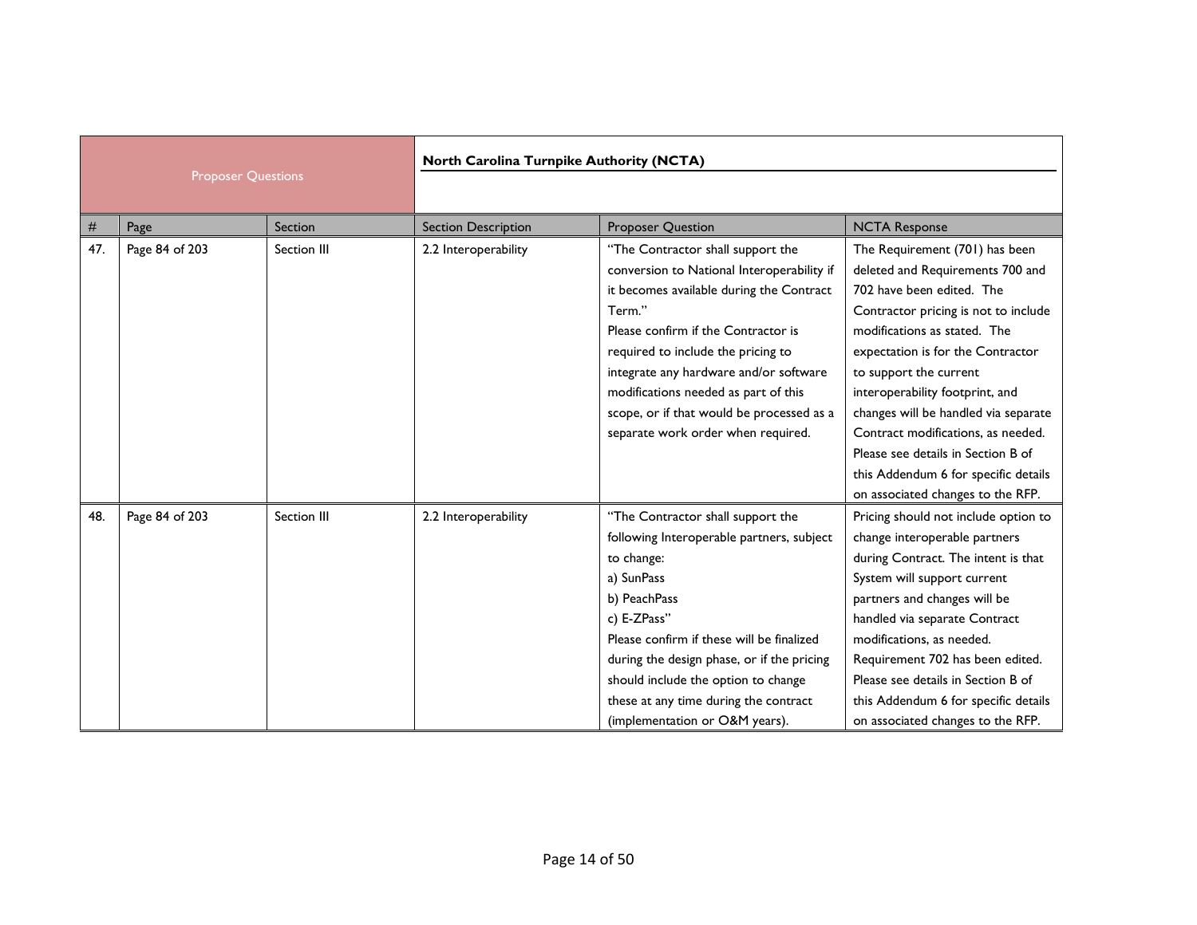| Proposer Questions | | | | North Carolina Turnpike Authority (NCTA) | |
|---|---|---|---|---|---|
| # | Page | Section | Section Description | Proposer Question | NCTA Response |
| 47. | Page 84 of 203 | Section III | 2.2 Interoperability | "The Contractor shall support the conversion to National Interoperability if it becomes available during the Contract Term."<br>Please confirm if the Contractor is required to include the pricing to integrate any hardware and/or software modifications needed as part of this scope, or if that would be processed as a separate work order when required. | The Requirement (701) has been deleted and Requirements 700 and 702 have been edited. The Contractor pricing is not to include modifications as stated. The expectation is for the Contractor to support the current interoperability footprint, and changes will be handled via separate Contract modifications, as needed. Please see details in Section B of this Addendum 6 for specific details on associated changes to the RFP. |
| 48. | Page 84 of 203 | Section III | 2.2 Interoperability | "The Contractor shall support the following Interoperable partners, subject to change:<br>a) SunPass<br>b) PeachPass<br>c) E-ZPass"<br>Please confirm if these will be finalized during the design phase, or if the pricing should include the option to change these at any time during the contract (implementation or O&M years). | Pricing should not include option to change interoperable partners during Contract. The intent is that System will support current partners and changes will be handled via separate Contract modifications, as needed. Requirement 702 has been edited. Please see details in Section B of this Addendum 6 for specific details on associated changes to the RFP. |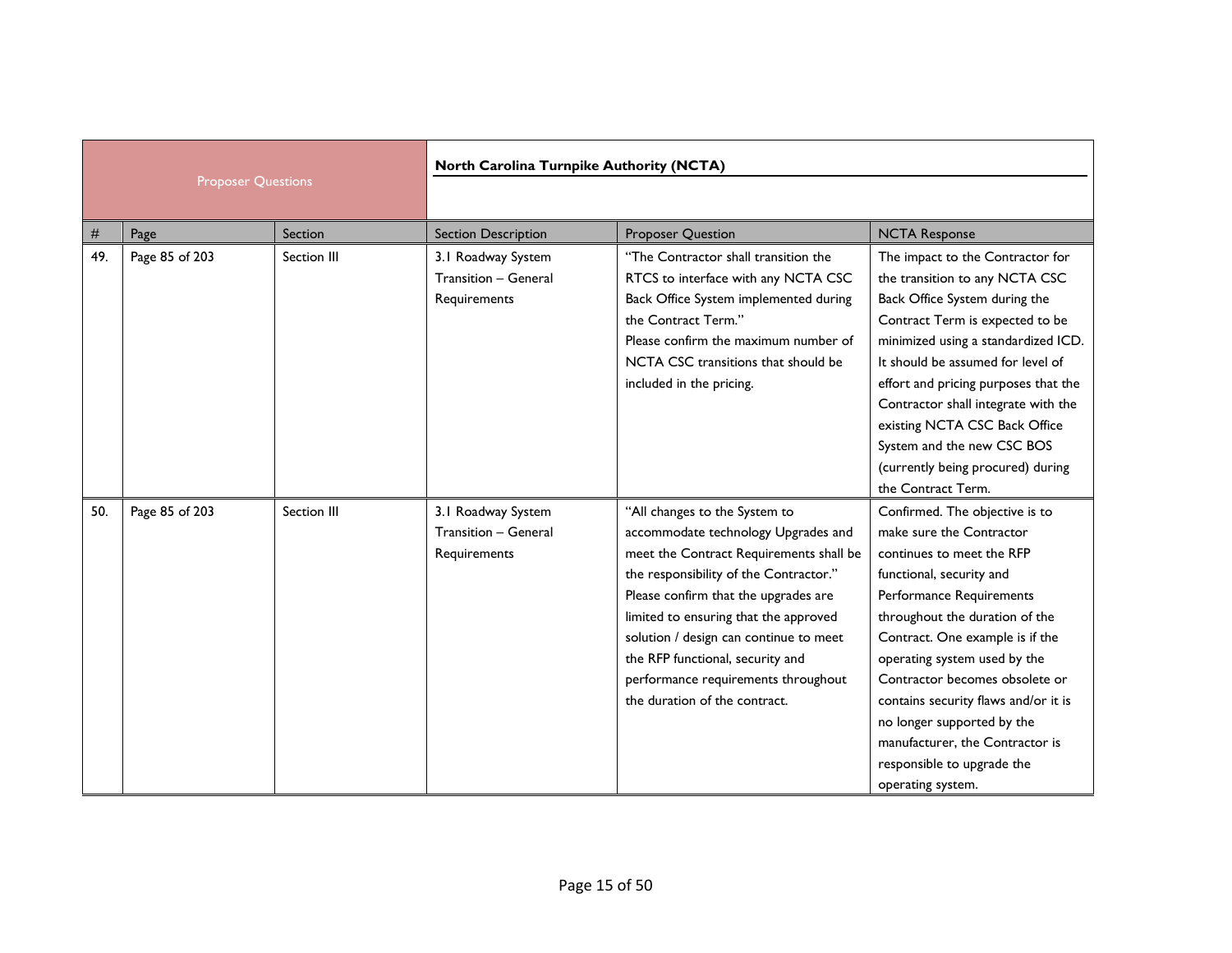| Proposer Questions | | | North Carolina Turnpike Authority (NCTA) | | |
|---|---|---|---|---|---|
| # | Page | Section | Section Description | Proposer Question | NCTA Response |
| 49. | Page 85 of 203 | Section III | 3.1 Roadway System Transition – General Requirements | "The Contractor shall transition the RTCS to interface with any NCTA CSC Back Office System implemented during the Contract Term." Please confirm the maximum number of NCTA CSC transitions that should be included in the pricing. | The impact to the Contractor for the transition to any NCTA CSC Back Office System during the Contract Term is expected to be minimized using a standardized ICD. It should be assumed for level of effort and pricing purposes that the Contractor shall integrate with the existing NCTA CSC Back Office System and the new CSC BOS (currently being procured) during the Contract Term. |
| 50. | Page 85 of 203 | Section III | 3.1 Roadway System Transition – General Requirements | "All changes to the System to accommodate technology Upgrades and meet the Contract Requirements shall be the responsibility of the Contractor." Please confirm that the upgrades are limited to ensuring that the approved solution / design can continue to meet the RFP functional, security and performance requirements throughout the duration of the contract. | Confirmed. The objective is to make sure the Contractor continues to meet the RFP functional, security and Performance Requirements throughout the duration of the Contract. One example is if the operating system used by the Contractor becomes obsolete or contains security flaws and/or it is no longer supported by the manufacturer, the Contractor is responsible to upgrade the operating system. |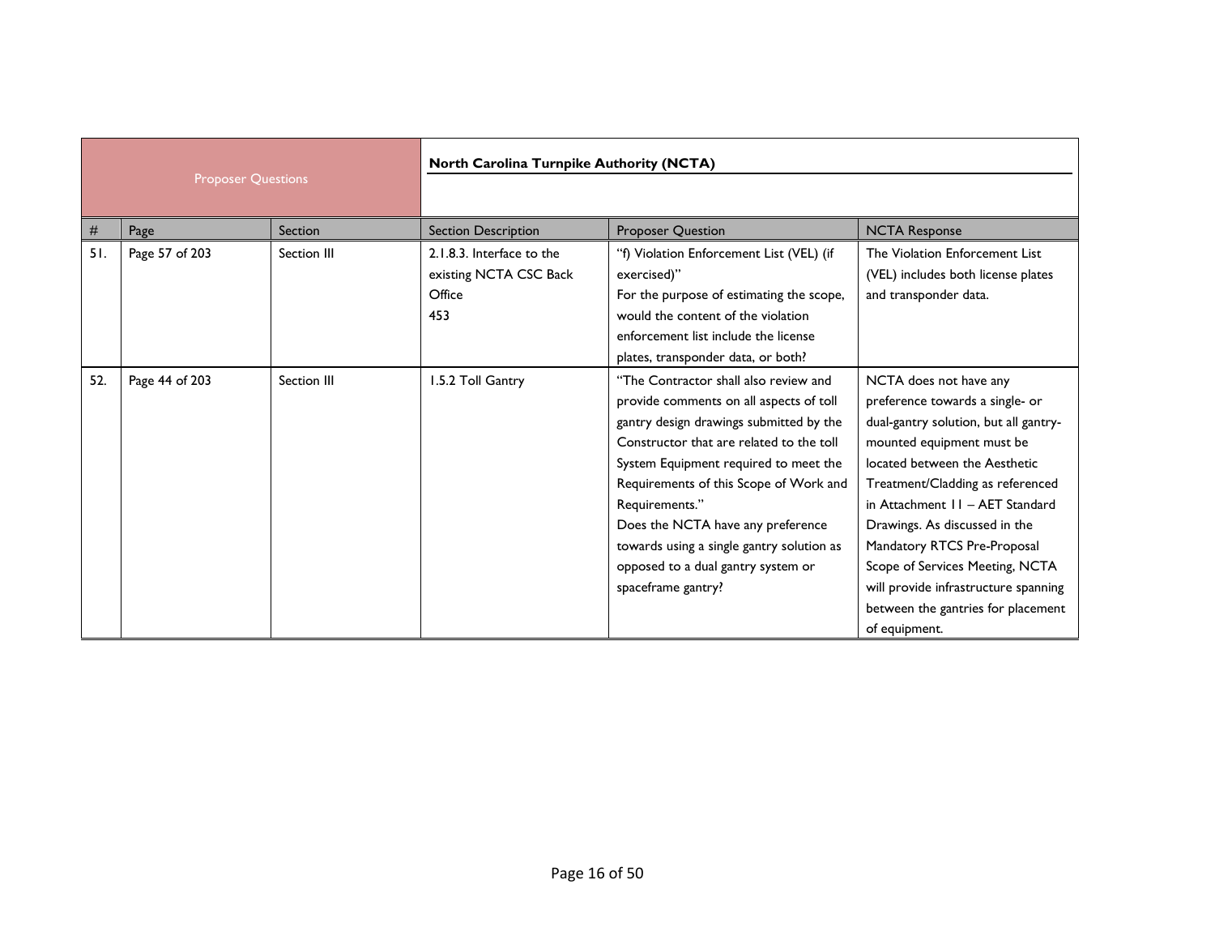| Proposer Questions | | | North Carolina Turnpike Authority (NCTA) | | |
|---|---|---|---|---|---|
| # | Page | Section | Section Description | Proposer Question | NCTA Response |
| 51. | Page 57 of 203 | Section III | 2.1.8.3. Interface to the existing NCTA CSC Back Office 453 | "f) Violation Enforcement List (VEL) (if exercised)" For the purpose of estimating the scope, would the content of the violation enforcement list include the license plates, transponder data, or both? | The Violation Enforcement List (VEL) includes both license plates and transponder data. |
| 52. | Page 44 of 203 | Section III | 1.5.2 Toll Gantry | "The Contractor shall also review and provide comments on all aspects of toll gantry design drawings submitted by the Constructor that are related to the toll System Equipment required to meet the Requirements of this Scope of Work and Requirements." Does the NCTA have any preference towards using a single gantry solution as opposed to a dual gantry system or spaceframe gantry? | NCTA does not have any preference towards a single- or dual-gantry solution, but all gantry-mounted equipment must be located between the Aesthetic Treatment/Cladding as referenced in Attachment 11 – AET Standard Drawings. As discussed in the Mandatory RTCS Pre-Proposal Scope of Services Meeting, NCTA will provide infrastructure spanning between the gantries for placement of equipment. |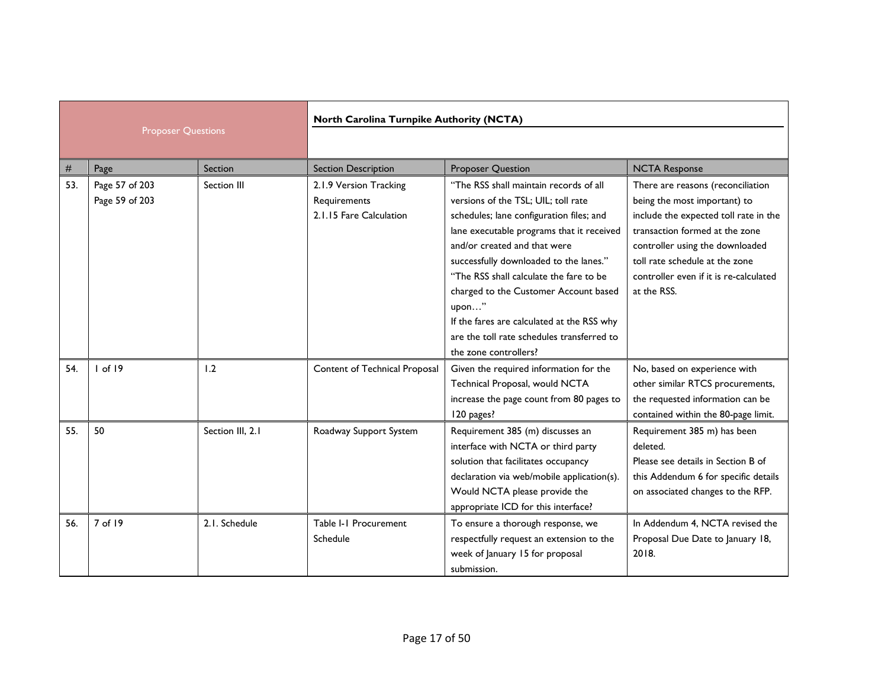| Proposer Questions | | | North Carolina Turnpike Authority (NCTA) | | |
|---|---|---|---|---|---|
| # | Page | Section | Section Description | Proposer Question | NCTA Response |
| 53. | Page 57 of 203<br>Page 59 of 203 | Section III | 2.1.9 Version Tracking Requirements<br>2.1.15 Fare Calculation | "The RSS shall maintain records of all versions of the TSL; UIL; toll rate schedules; lane configuration files; and lane executable programs that it received and/or created and that were successfully downloaded to the lanes."<br>"The RSS shall calculate the fare to be charged to the Customer Account based upon…"<br>If the fares are calculated at the RSS why are the toll rate schedules transferred to the zone controllers? | There are reasons (reconciliation being the most important) to include the expected toll rate in the transaction formed at the zone controller using the downloaded toll rate schedule at the zone controller even if it is re-calculated at the RSS. |
| 54. | 1 of 19 | 1.2 | Content of Technical Proposal | Given the required information for the Technical Proposal, would NCTA increase the page count from 80 pages to 120 pages? | No, based on experience with other similar RTCS procurements, the requested information can be contained within the 80-page limit. |
| 55. | 50 | Section III, 2.1 | Roadway Support System | Requirement 385 (m) discusses an interface with NCTA or third party solution that facilitates occupancy declaration via web/mobile application(s). Would NCTA please provide the appropriate ICD for this interface? | Requirement 385 m) has been deleted.<br>Please see details in Section B of this Addendum 6 for specific details on associated changes to the RFP. |
| 56. | 7 of 19 | 2.1. Schedule | Table I-1 Procurement Schedule | To ensure a thorough response, we respectfully request an extension to the week of January 15 for proposal submission. | In Addendum 4, NCTA revised the Proposal Due Date to January 18, 2018. |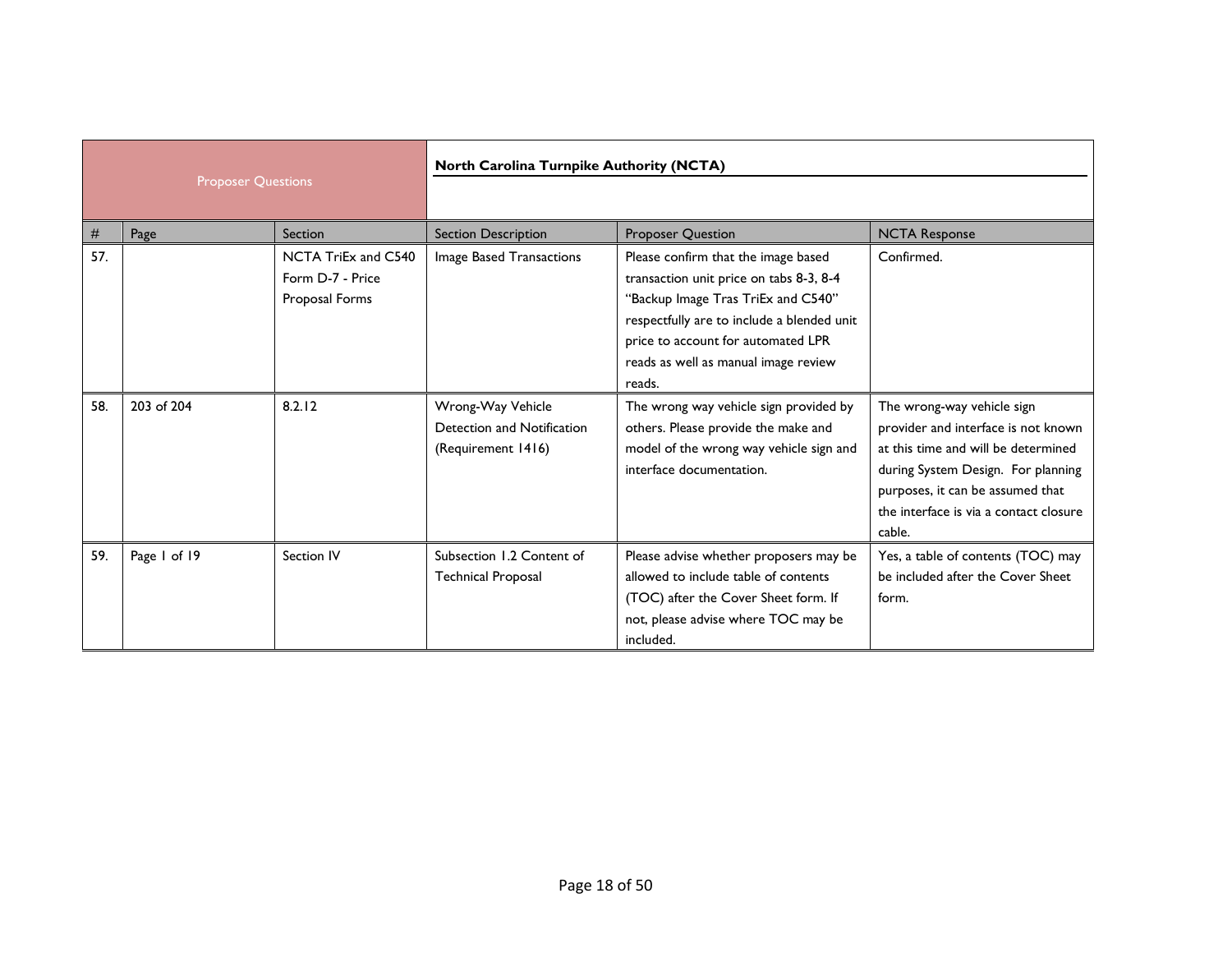| Proposer Questions | | | | North Carolina Turnpike Authority (NCTA) | |
|---|---|---|---|---|---|
| # | Page | Section | Section Description | Proposer Question | NCTA Response |
| 57. | | NCTA TriEx and C540 Form D-7 - Price Proposal Forms | Image Based Transactions | Please confirm that the image based transaction unit price on tabs 8-3, 8-4 "Backup Image Tras TriEx and C540" respectfully are to include a blended unit price to account for automated LPR reads as well as manual image review reads. | Confirmed. |
| 58. | 203 of 204 | 8.2.12 | Wrong-Way Vehicle Detection and Notification (Requirement 1416) | The wrong way vehicle sign provided by others. Please provide the make and model of the wrong way vehicle sign and interface documentation. | The wrong-way vehicle sign provider and interface is not known at this time and will be determined during System Design. For planning purposes, it can be assumed that the interface is via a contact closure cable. |
| 59. | Page 1 of 19 | Section IV | Subsection 1.2 Content of Technical Proposal | Please advise whether proposers may be allowed to include table of contents (TOC) after the Cover Sheet form. If not, please advise where TOC may be included. | Yes, a table of contents (TOC) may be included after the Cover Sheet form. |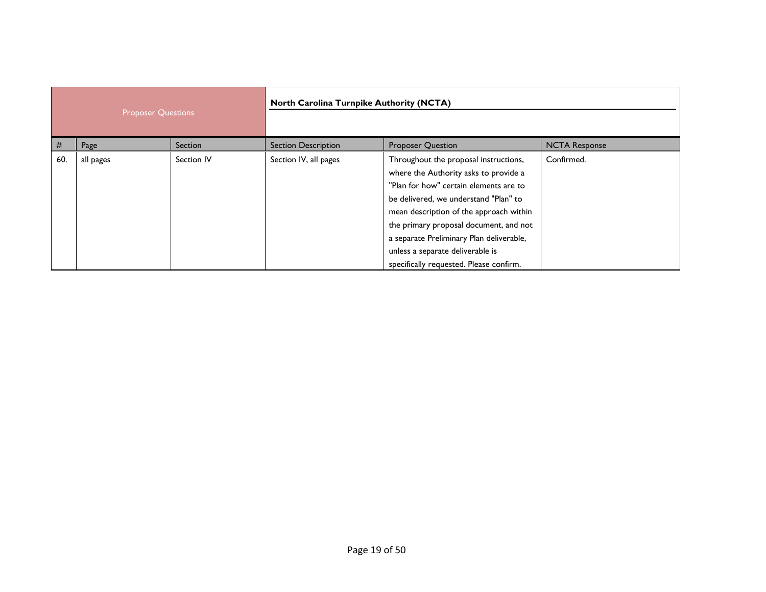| Proposer Questions | | | North Carolina Turnpike Authority (NCTA) | | |
|---|---|---|---|---|---|
| # | Page | Section | Section Description | Proposer Question | NCTA Response |
| 60. | all pages | Section IV | Section IV, all pages | Throughout the proposal instructions, where the Authority asks to provide a "Plan for how" certain elements are to be delivered, we understand "Plan" to mean description of the approach within the primary proposal document, and not a separate Preliminary Plan deliverable, unless a separate deliverable is specifically requested. Please confirm. | Confirmed. |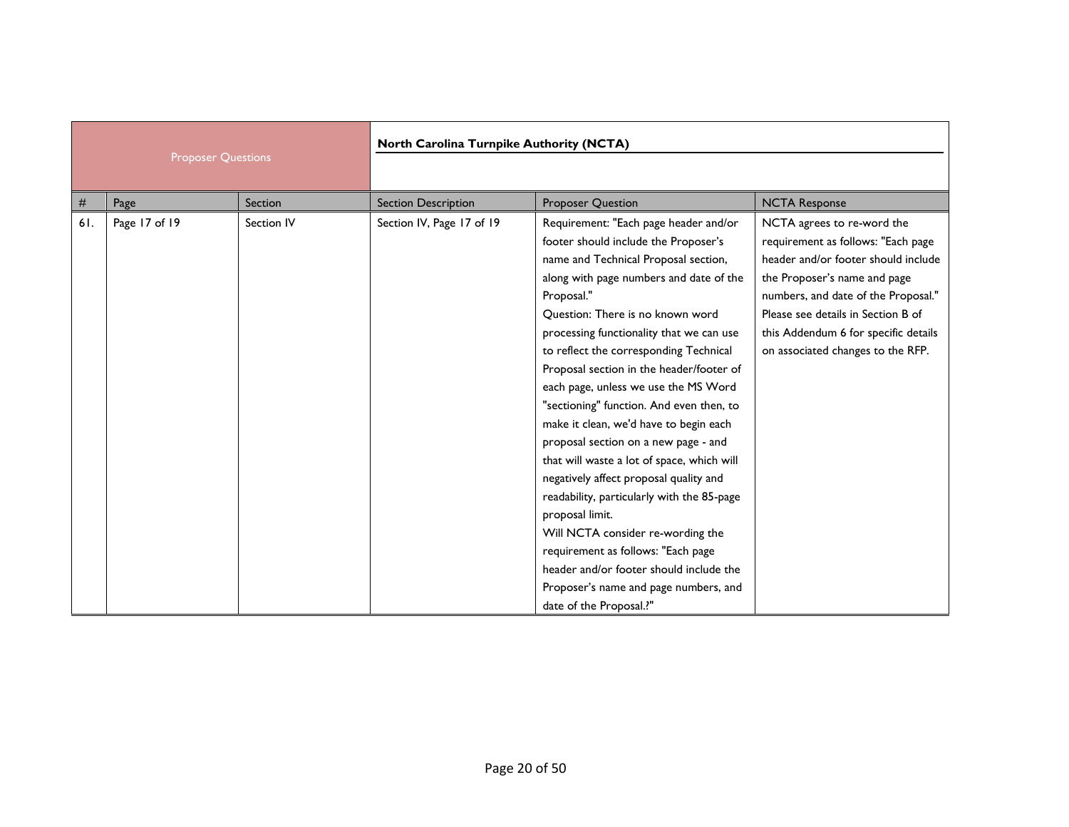| Proposer Questions | | | North Carolina Turnpike Authority (NCTA) | | |
|---|---|---|---|---|---|
| # | Page | Section | Section Description | Proposer Question | NCTA Response |
| 61. | Page 17 of 19 | Section IV | Section IV, Page 17 of 19 | Requirement: "Each page header and/or footer should include the Proposer's name and Technical Proposal section, along with page numbers and date of the Proposal."<br>Question: There is no known word processing functionality that we can use to reflect the corresponding Technical Proposal section in the header/footer of each page, unless we use the MS Word "sectioning" function. And even then, to make it clean, we'd have to begin each proposal section on a new page - and that will waste a lot of space, which will negatively affect proposal quality and readability, particularly with the 85-page proposal limit.<br>Will NCTA consider re-wording the requirement as follows: "Each page header and/or footer should include the Proposer's name and page numbers, and date of the Proposal.?" | NCTA agrees to re-word the requirement as follows: "Each page header and/or footer should include the Proposer's name and page numbers, and date of the Proposal." Please see details in Section B of this Addendum 6 for specific details on associated changes to the RFP. |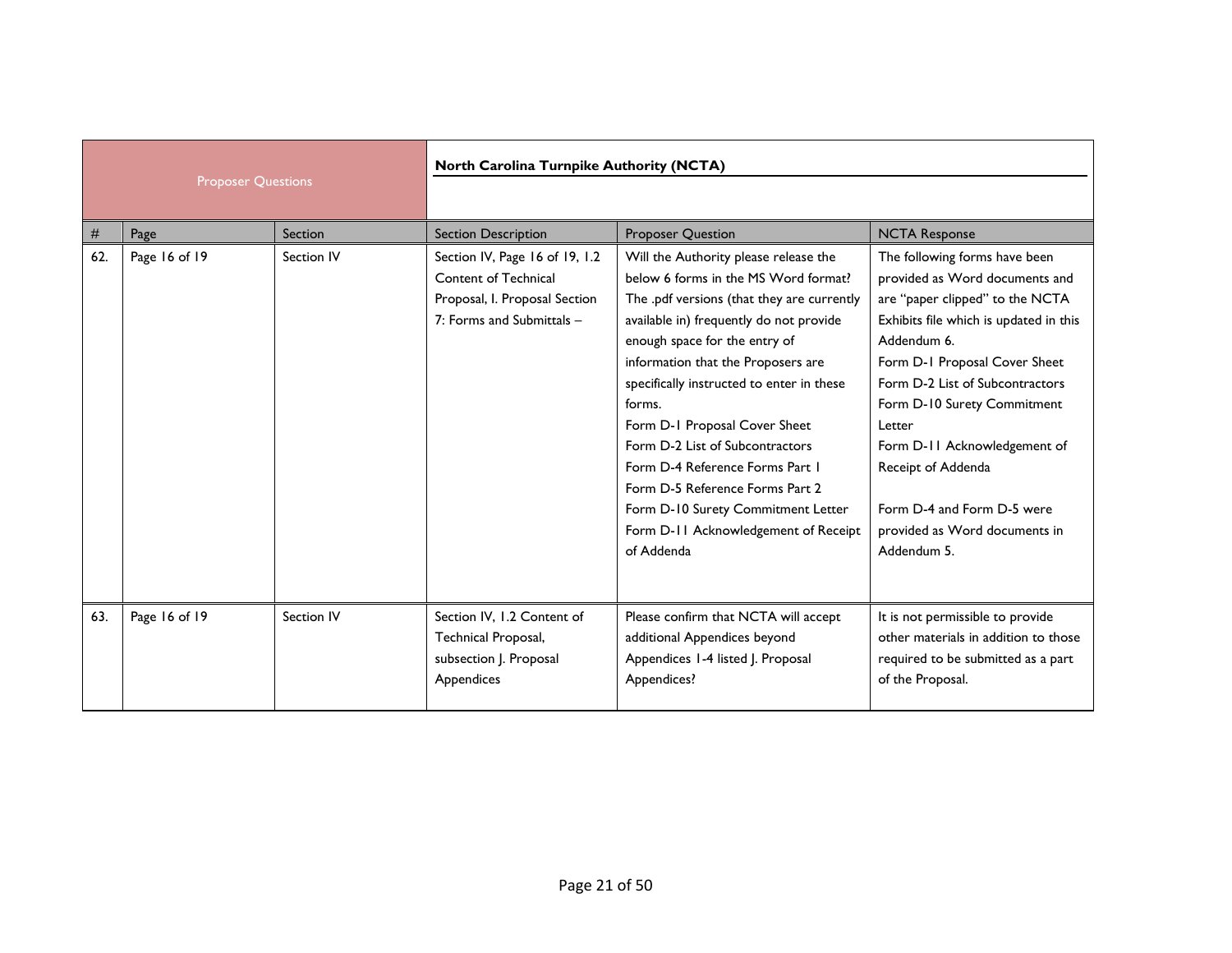| Proposer Questions | | | North Carolina Turnpike Authority (NCTA) | | |
|---|---|---|---|---|---|
| # | Page | Section | Section Description | Proposer Question | NCTA Response |
| 62. | Page 16 of 19 | Section IV | Section IV, Page 16 of 19, 1.2 Content of Technical Proposal, I. Proposal Section 7: Forms and Submittals – | Will the Authority please release the below 6 forms in the MS Word format? The .pdf versions (that they are currently available in) frequently do not provide enough space for the entry of information that the Proposers are specifically instructed to enter in these forms.<br>Form D-1 Proposal Cover Sheet<br>Form D-2 List of Subcontractors<br>Form D-4 Reference Forms Part 1<br>Form D-5 Reference Forms Part 2<br>Form D-10 Surety Commitment Letter<br>Form D-11 Acknowledgement of Receipt of Addenda | The following forms have been provided as Word documents and are "paper clipped" to the NCTA Exhibits file which is updated in this Addendum 6.<br>Form D-1 Proposal Cover Sheet<br>Form D-2 List of Subcontractors<br>Form D-10 Surety Commitment Letter<br>Form D-11 Acknowledgement of Receipt of Addenda<br><br>Form D-4 and Form D-5 were provided as Word documents in Addendum 5. |
| 63. | Page 16 of 19 | Section IV | Section IV, 1.2 Content of Technical Proposal, subsection J. Proposal Appendices | Please confirm that NCTA will accept additional Appendices beyond Appendices 1-4 listed J. Proposal Appendices? | It is not permissible to provide other materials in addition to those required to be submitted as a part of the Proposal. |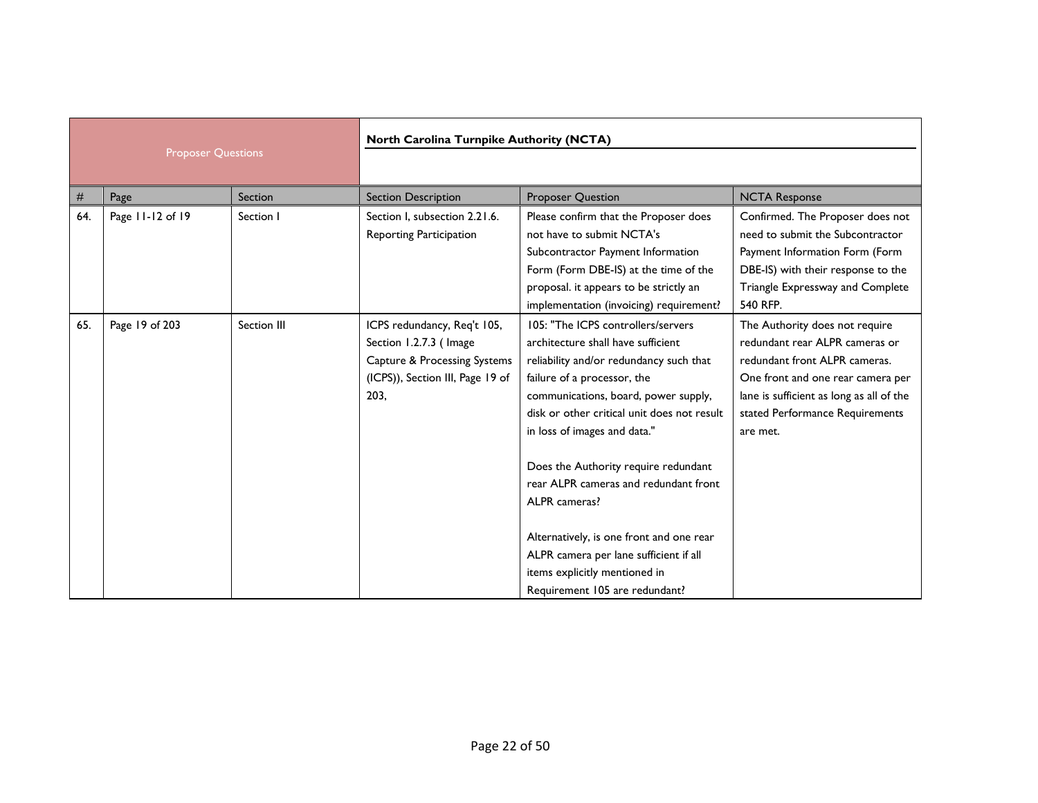| Proposer Questions | | | North Carolina Turnpike Authority (NCTA) | | |
|---|---|---|---|---|---|
| # | Page | Section | Section Description | Proposer Question | NCTA Response |
| 64. | Page 11-12 of 19 | Section I | Section I, subsection 2.21.6. Reporting Participation | Please confirm that the Proposer does not have to submit NCTA's Subcontractor Payment Information Form (Form DBE-IS) at the time of the proposal. it appears to be strictly an implementation (invoicing) requirement? | Confirmed. The Proposer does not need to submit the Subcontractor Payment Information Form (Form DBE-IS) with their response to the Triangle Expressway and Complete 540 RFP. |
| 65. | Page 19 of 203 | Section III | ICPS redundancy, Req't 105, Section 1.2.7.3 ( Image Capture & Processing Systems (ICPS)), Section III, Page 19 of 203, | 105: "The ICPS controllers/servers architecture shall have sufficient reliability and/or redundancy such that failure of a processor, the communications, board, power supply, disk or other critical unit does not result in loss of images and data."<br><br>Does the Authority require redundant rear ALPR cameras and redundant front ALPR cameras?<br><br>Alternatively, is one front and one rear ALPR camera per lane sufficient if all items explicitly mentioned in Requirement 105 are redundant? | The Authority does not require redundant rear ALPR cameras or redundant front ALPR cameras. One front and one rear camera per lane is sufficient as long as all of the stated Performance Requirements are met. |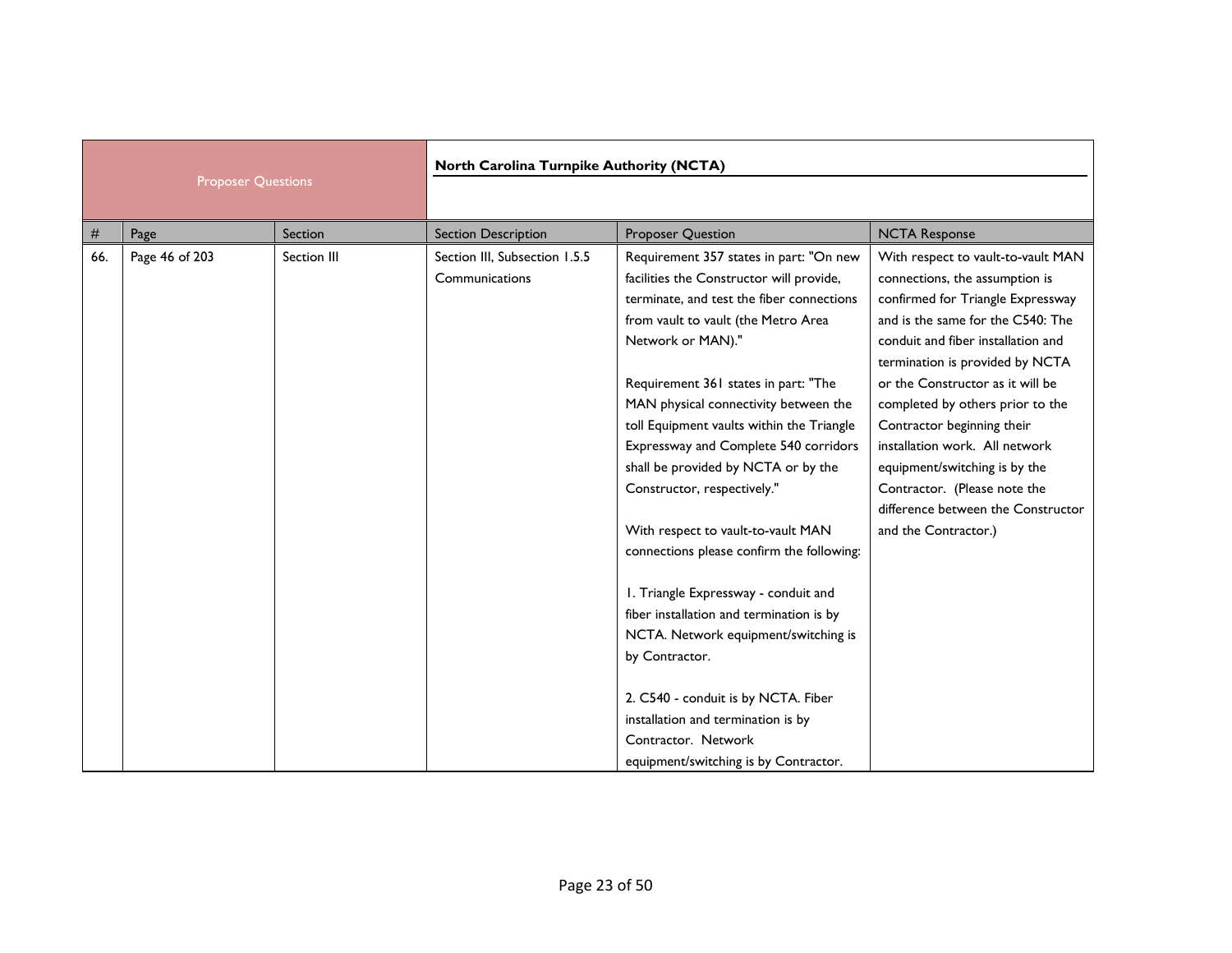| Proposer Questions | | | North Carolina Turnpike Authority (NCTA) | | |
|---|---|---|---|---|---|
| # | Page | Section | Section Description | Proposer Question | NCTA Response |
| 66. | Page 46 of 203 | Section III | Section III, Subsection 1.5.5 Communications | Requirement 357 states in part: "On new facilities the Constructor will provide, terminate, and test the fiber connections from vault to vault (the Metro Area Network or MAN)."<br><br>Requirement 361 states in part: "The MAN physical connectivity between the toll Equipment vaults within the Triangle Expressway and Complete 540 corridors shall be provided by NCTA or by the Constructor, respectively."<br><br>With respect to vault-to-vault MAN connections please confirm the following:<br><br>1. Triangle Expressway - conduit and fiber installation and termination is by NCTA. Network equipment/switching is by Contractor.<br><br>2. C540 - conduit is by NCTA. Fiber installation and termination is by Contractor. Network equipment/switching is by Contractor. | With respect to vault-to-vault MAN connections, the assumption is confirmed for Triangle Expressway and is the same for the C540: The conduit and fiber installation and termination is provided by NCTA or the Constructor as it will be completed by others prior to the Contractor beginning their installation work. All network equipment/switching is by the Contractor. (Please note the difference between the Constructor and the Contractor.) |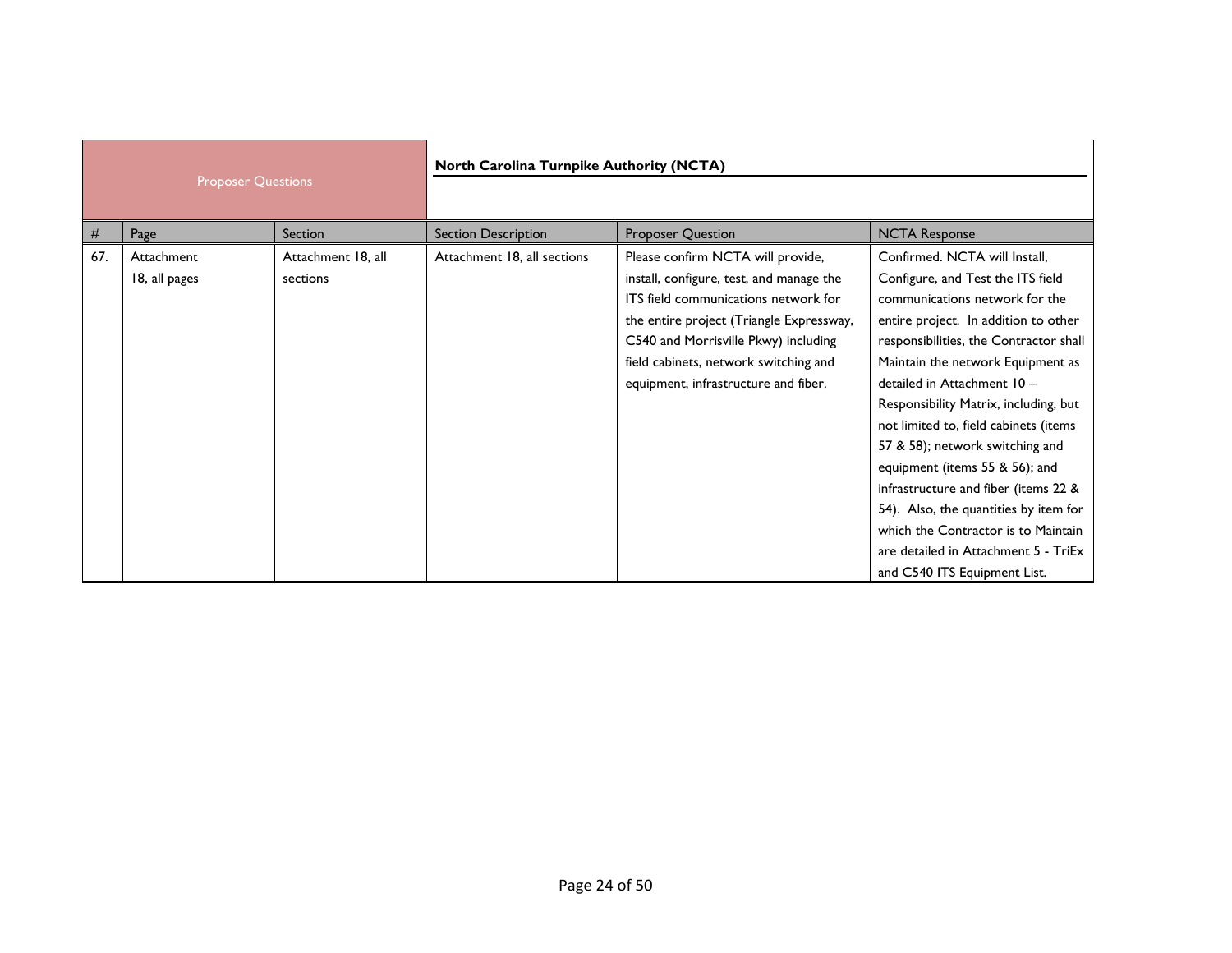| Proposer Questions | | | North Carolina Turnpike Authority (NCTA) | | |
|---|---|---|---|---|---|
| # | Page | Section | Section Description | Proposer Question | NCTA Response |
| 67. | Attachment 18, all pages | Attachment 18, all sections | Attachment 18, all sections | Please confirm NCTA will provide, install, configure, test, and manage the ITS field communications network for the entire project (Triangle Expressway, C540 and Morrisville Pkwy) including field cabinets, network switching and equipment, infrastructure and fiber. | Confirmed. NCTA will Install, Configure, and Test the ITS field communications network for the entire project. In addition to other responsibilities, the Contractor shall Maintain the network Equipment as detailed in Attachment 10 – Responsibility Matrix, including, but not limited to, field cabinets (items 57 & 58); network switching and equipment (items 55 & 56); and infrastructure and fiber (items 22 & 54). Also, the quantities by item for which the Contractor is to Maintain are detailed in Attachment 5 - TriEx and C540 ITS Equipment List. |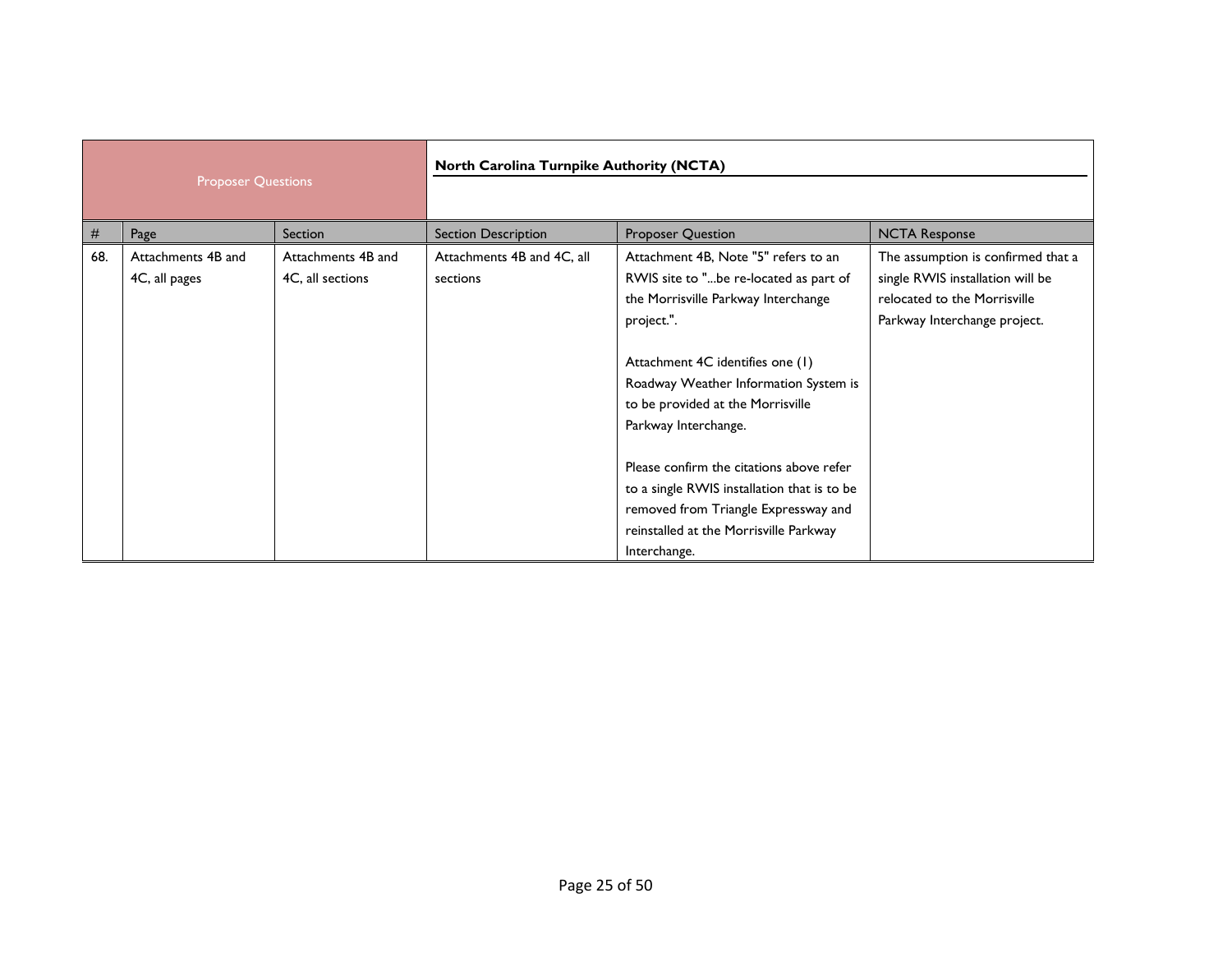| Proposer Questions | | | North Carolina Turnpike Authority (NCTA) | | |
|---|---|---|---|---|---|
| # | Page | Section | Section Description | Proposer Question | NCTA Response |
| 68. | Attachments 4B and 4C, all pages | Attachments 4B and 4C, all sections | Attachments 4B and 4C, all sections | Attachment 4B, Note "5" refers to an RWIS site to "...be re-located as part of the Morrisville Parkway Interchange project.".<br><br>Attachment 4C identifies one (1) Roadway Weather Information System is to be provided at the Morrisville Parkway Interchange.<br><br>Please confirm the citations above refer to a single RWIS installation that is to be removed from Triangle Expressway and reinstalled at the Morrisville Parkway Interchange. | The assumption is confirmed that a single RWIS installation will be relocated to the Morrisville Parkway Interchange project. |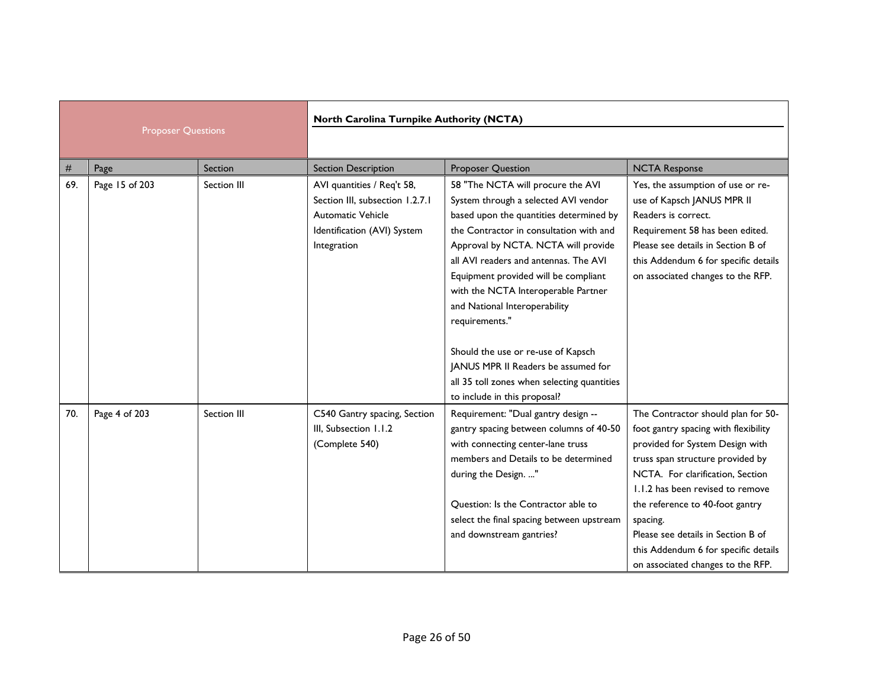| Proposer Questions | | | North Carolina Turnpike Authority (NCTA) | | |
|---|---|---|---|---|---|
| # | Page | Section | Section Description | Proposer Question | NCTA Response |
| 69. | Page 15 of 203 | Section III | AVI quantities / Req't 58, Section III, subsection 1.2.7.1 Automatic Vehicle Identification (AVI) System Integration | 58 "The NCTA will procure the AVI System through a selected AVI vendor based upon the quantities determined by the Contractor in consultation with and Approval by NCTA. NCTA will provide all AVI readers and antennas. The AVI Equipment provided will be compliant with the NCTA Interoperable Partner and National Interoperability requirements."<br><br>Should the use or re-use of Kapsch JANUS MPR II Readers be assumed for all 35 toll zones when selecting quantities to include in this proposal? | Yes, the assumption of use or re-use of Kapsch JANUS MPR II Readers is correct.<br>Requirement 58 has been edited. Please see details in Section B of this Addendum 6 for specific details on associated changes to the RFP. |
| 70. | Page 4 of 203 | Section III | C540 Gantry spacing, Section III, Subsection 1.1.2 (Complete 540) | Requirement: "Dual gantry design -- gantry spacing between columns of 40-50 with connecting center-lane truss members and Details to be determined during the Design. ..."<br><br>Question: Is the Contractor able to select the final spacing between upstream and downstream gantries? | The Contractor should plan for 50-foot gantry spacing with flexibility provided for System Design with truss span structure provided by NCTA. For clarification, Section 1.1.2 has been revised to remove the reference to 40-foot gantry spacing.<br>Please see details in Section B of this Addendum 6 for specific details on associated changes to the RFP. |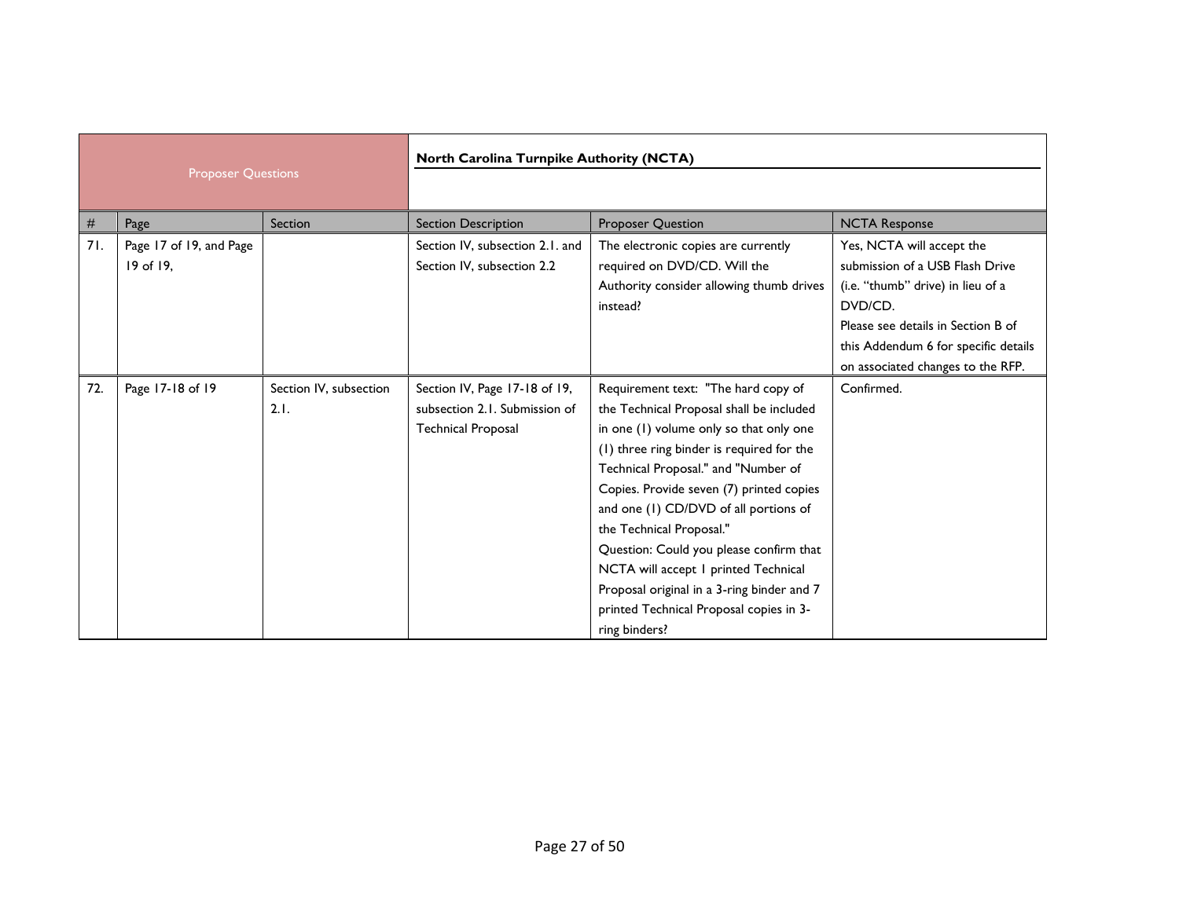| Proposer Questions | | | North Carolina Turnpike Authority (NCTA) | | |
|---|---|---|---|---|---|
| # | Page | Section | Section Description | Proposer Question | NCTA Response |
| 71. | Page 17 of 19, and Page 19 of 19, | | Section IV, subsection 2.1. and Section IV, subsection 2.2 | The electronic copies are currently required on DVD/CD. Will the Authority consider allowing thumb drives instead? | Yes, NCTA will accept the submission of a USB Flash Drive (i.e. "thumb" drive) in lieu of a DVD/CD.<br>Please see details in Section B of this Addendum 6 for specific details on associated changes to the RFP. |
| 72. | Page 17-18 of 19 | Section IV, subsection 2.1. | Section IV, Page 17-18 of 19, subsection 2.1. Submission of Technical Proposal | Requirement text: "The hard copy of the Technical Proposal shall be included in one (1) volume only so that only one (1) three ring binder is required for the Technical Proposal." and "Number of Copies. Provide seven (7) printed copies and one (1) CD/DVD of all portions of the Technical Proposal."<br>Question: Could you please confirm that NCTA will accept 1 printed Technical Proposal original in a 3-ring binder and 7 printed Technical Proposal copies in 3-ring binders? | Confirmed. |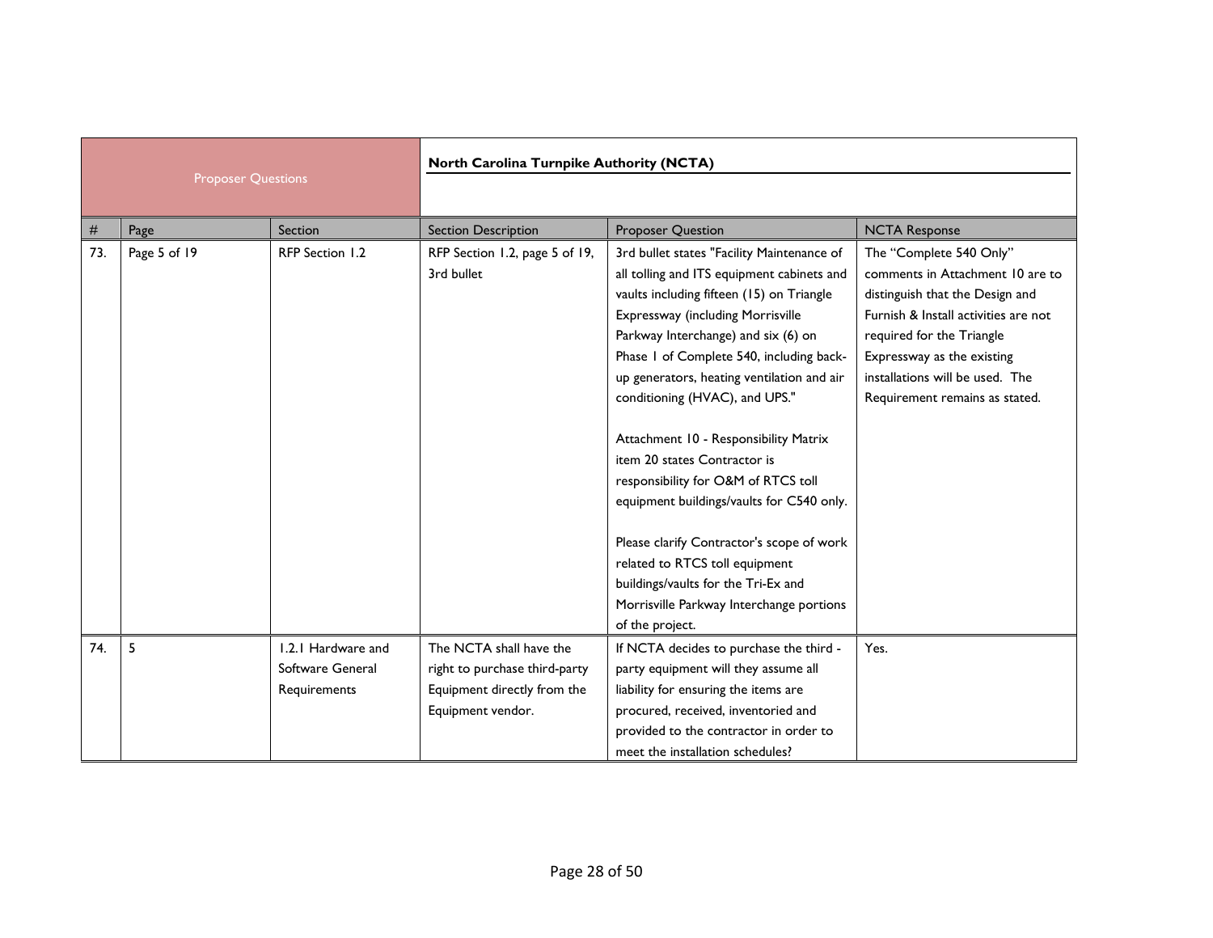| Proposer Questions | | | North Carolina Turnpike Authority (NCTA) | | |
|---|---|---|---|---|---|
| # | Page | Section | Section Description | Proposer Question | NCTA Response |
| 73. | Page 5 of 19 | RFP Section 1.2 | RFP Section 1.2, page 5 of 19, 3rd bullet | 3rd bullet states "Facility Maintenance of all tolling and ITS equipment cabinets and vaults including fifteen (15) on Triangle Expressway (including Morrisville Parkway Interchange) and six (6) on Phase I of Complete 540, including back-up generators, heating ventilation and air conditioning (HVAC), and UPS."<br><br>Attachment 10 - Responsibility Matrix item 20 states Contractor is responsibility for O&M of RTCS toll equipment buildings/vaults for C540 only.<br><br>Please clarify Contractor's scope of work related to RTCS toll equipment buildings/vaults for the Tri-Ex and Morrisville Parkway Interchange portions of the project. | The "Complete 540 Only" comments in Attachment 10 are to distinguish that the Design and Furnish & Install activities are not required for the Triangle Expressway as the existing installations will be used. The Requirement remains as stated. |
| 74. | 5 | 1.2.1 Hardware and Software General Requirements | The NCTA shall have the right to purchase third-party Equipment directly from the Equipment vendor. | If NCTA decides to purchase the third - party equipment will they assume all liability for ensuring the items are procured, received, inventoried and provided to the contractor in order to meet the installation schedules? | Yes. |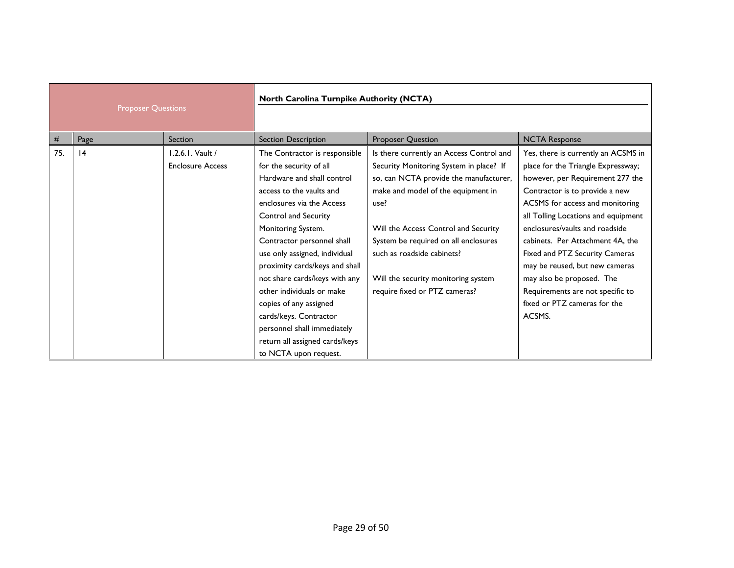| Proposer Questions | | | North Carolina Turnpike Authority (NCTA) | | |
|---|---|---|---|---|---|
| # | Page | Section | Section Description | Proposer Question | NCTA Response |
| 75. | 14 | 1.2.6.1. Vault / Enclosure Access | The Contractor is responsible for the security of all Hardware and shall control access to the vaults and enclosures via the Access Control and Security Monitoring System. Contractor personnel shall use only assigned, individual proximity cards/keys and shall not share cards/keys with any other individuals or make copies of any assigned cards/keys. Contractor personnel shall immediately return all assigned cards/keys to NCTA upon request. | Is there currently an Access Control and Security Monitoring System in place? If so, can NCTA provide the manufacturer, make and model of the equipment in use?<br><br>Will the Access Control and Security System be required on all enclosures such as roadside cabinets?<br><br>Will the security monitoring system require fixed or PTZ cameras? | Yes, there is currently an ACSMS in place for the Triangle Expressway; however, per Requirement 277 the Contractor is to provide a new ACSMS for access and monitoring all Tolling Locations and equipment enclosures/vaults and roadside cabinets. Per Attachment 4A, the Fixed and PTZ Security Cameras may be reused, but new cameras may also be proposed. The Requirements are not specific to fixed or PTZ cameras for the ACSMS. |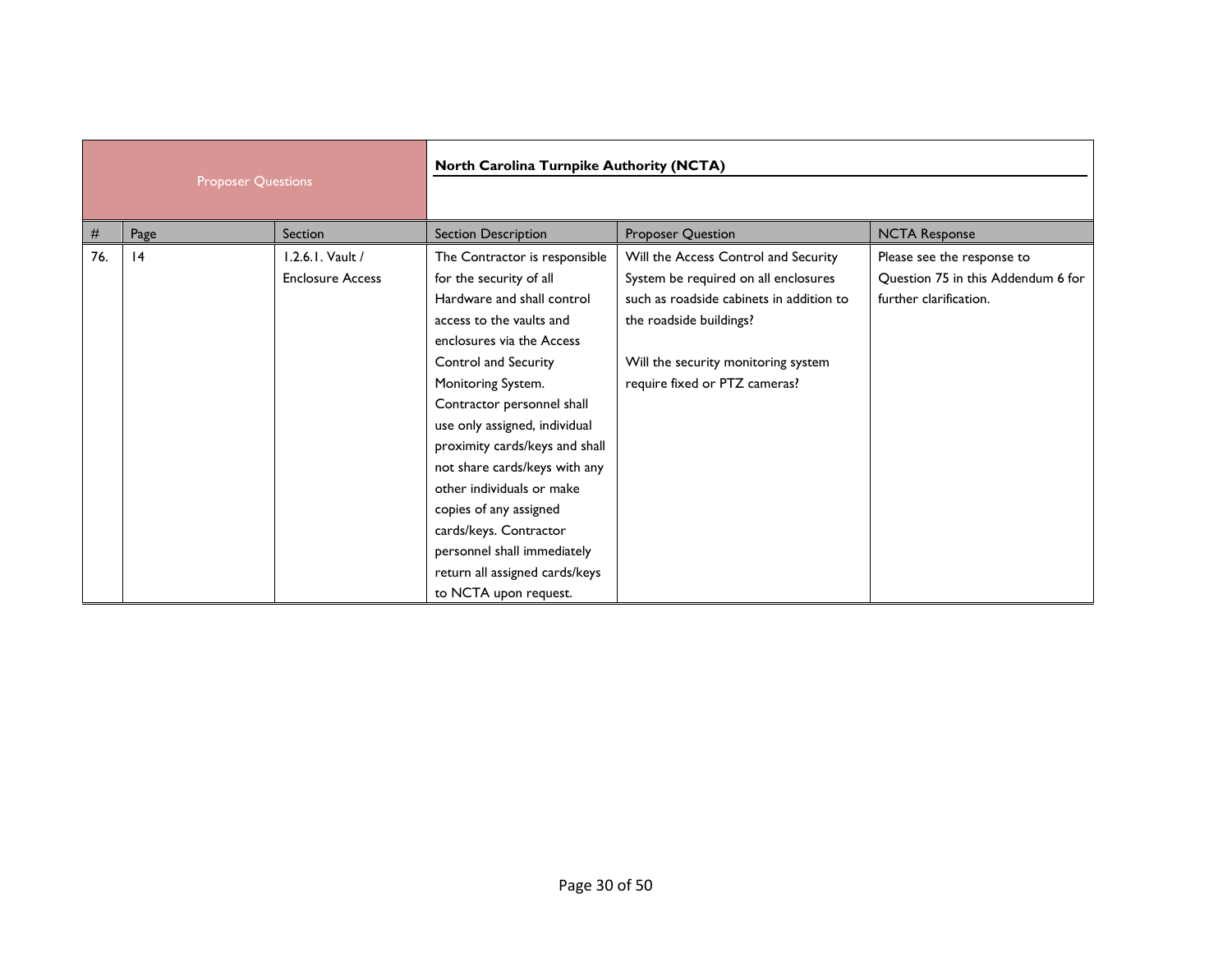| Proposer Questions | | | North Carolina Turnpike Authority (NCTA) | | |
|---|---|---|---|---|---|
| # | Page | Section | Section Description | Proposer Question | NCTA Response |
| 76. | 14 | 1.2.6.1. Vault / Enclosure Access | The Contractor is responsible for the security of all Hardware and shall control access to the vaults and enclosures via the Access Control and Security Monitoring System. Contractor personnel shall use only assigned, individual proximity cards/keys and shall not share cards/keys with any other individuals or make copies of any assigned cards/keys. Contractor personnel shall immediately return all assigned cards/keys to NCTA upon request. | Will the Access Control and Security System be required on all enclosures such as roadside cabinets in addition to the roadside buildings?<br><br>Will the security monitoring system require fixed or PTZ cameras? | Please see the response to Question 75 in this Addendum 6 for further clarification. |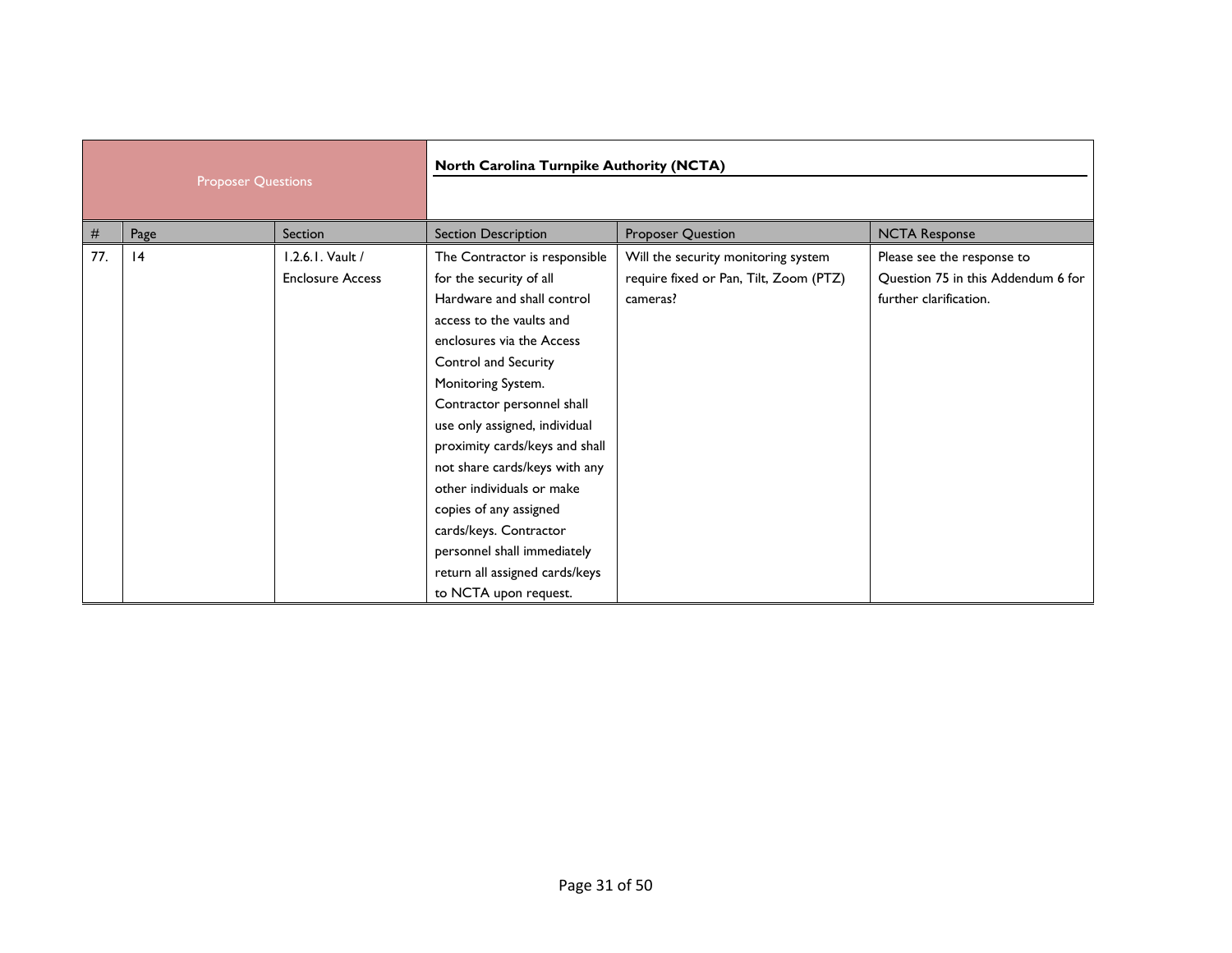| Proposer Questions | | | North Carolina Turnpike Authority (NCTA) | | |
|---|---|---|---|---|---|
| # | Page | Section | Section Description | Proposer Question | NCTA Response |
| 77. | 14 | 1.2.6.1. Vault / Enclosure Access | The Contractor is responsible for the security of all Hardware and shall control access to the vaults and enclosures via the Access Control and Security Monitoring System. Contractor personnel shall use only assigned, individual proximity cards/keys and shall not share cards/keys with any other individuals or make copies of any assigned cards/keys. Contractor personnel shall immediately return all assigned cards/keys to NCTA upon request. | Will the security monitoring system require fixed or Pan, Tilt, Zoom (PTZ) cameras? | Please see the response to Question 75 in this Addendum 6 for further clarification. |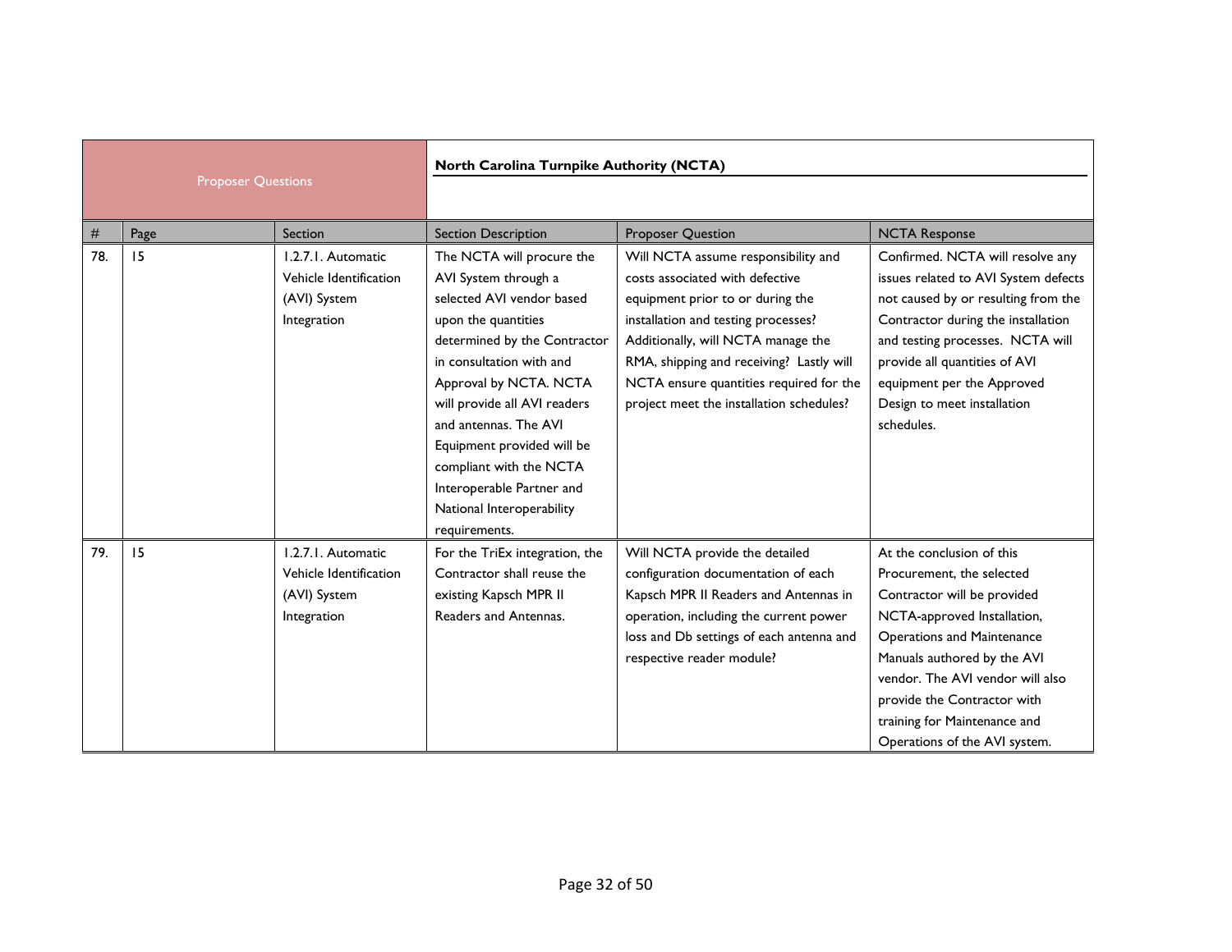| Proposer Questions | | | North Carolina Turnpike Authority (NCTA) | | |
|---|---|---|---|---|---|
| # | Page | Section | Section Description | Proposer Question | NCTA Response |
| 78. | 15 | 1.2.7.1. Automatic Vehicle Identification (AVI) System Integration | The NCTA will procure the AVI System through a selected AVI vendor based upon the quantities determined by the Contractor in consultation with and Approval by NCTA. NCTA will provide all AVI readers and antennas. The AVI Equipment provided will be compliant with the NCTA Interoperable Partner and National Interoperability requirements. | Will NCTA assume responsibility and costs associated with defective equipment prior to or during the installation and testing processes? Additionally, will NCTA manage the RMA, shipping and receiving? Lastly will NCTA ensure quantities required for the project meet the installation schedules? | Confirmed. NCTA will resolve any issues related to AVI System defects not caused by or resulting from the Contractor during the installation and testing processes. NCTA will provide all quantities of AVI equipment per the Approved Design to meet installation schedules. |
| 79. | 15 | 1.2.7.1. Automatic Vehicle Identification (AVI) System Integration | For the TriEx integration, the Contractor shall reuse the existing Kapsch MPR II Readers and Antennas. | Will NCTA provide the detailed configuration documentation of each Kapsch MPR II Readers and Antennas in operation, including the current power loss and Db settings of each antenna and respective reader module? | At the conclusion of this Procurement, the selected Contractor will be provided NCTA-approved Installation, Operations and Maintenance Manuals authored by the AVI vendor. The AVI vendor will also provide the Contractor with training for Maintenance and Operations of the AVI system. |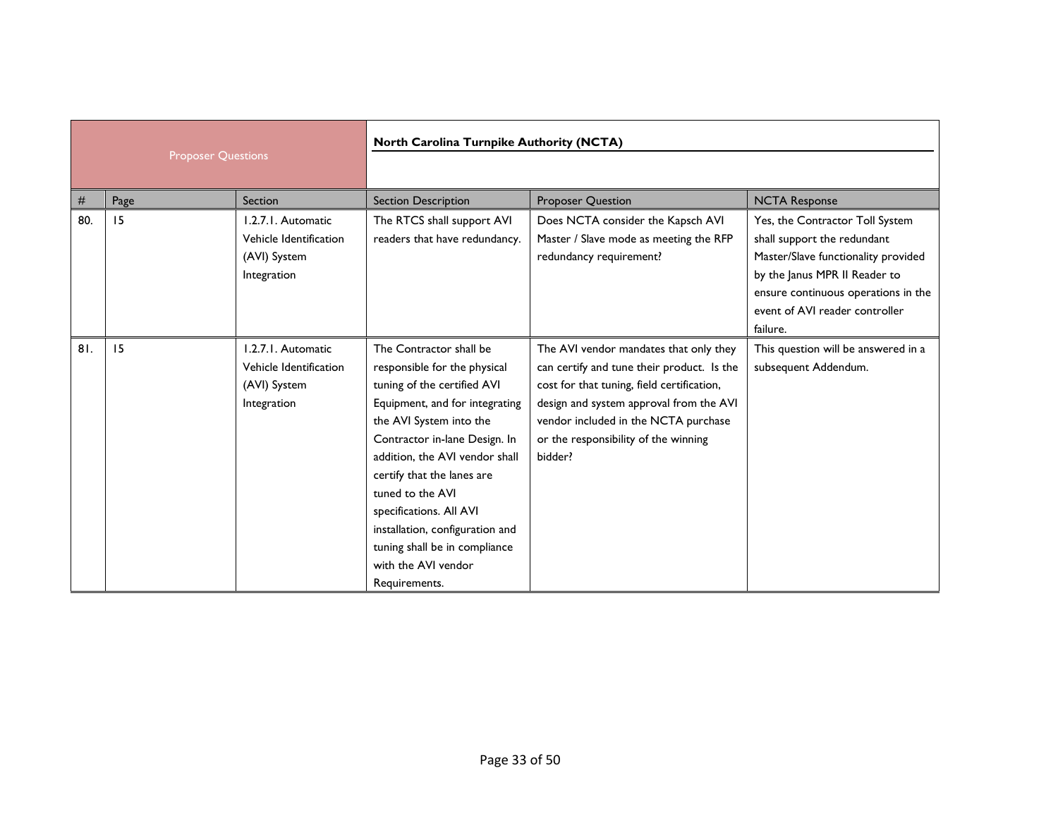| Proposer Questions | | | North Carolina Turnpike Authority (NCTA) | | |
|---|---|---|---|---|---|
| # | Page | Section | Section Description | Proposer Question | NCTA Response |
| 80. | 15 | 1.2.7.1. Automatic Vehicle Identification (AVI) System Integration | The RTCS shall support AVI readers that have redundancy. | Does NCTA consider the Kapsch AVI Master / Slave mode as meeting the RFP redundancy requirement? | Yes, the Contractor Toll System shall support the redundant Master/Slave functionality provided by the Janus MPR II Reader to ensure continuous operations in the event of AVI reader controller failure. |
| 81. | 15 | 1.2.7.1. Automatic Vehicle Identification (AVI) System Integration | The Contractor shall be responsible for the physical tuning of the certified AVI Equipment, and for integrating the AVI System into the Contractor in-lane Design. In addition, the AVI vendor shall certify that the lanes are tuned to the AVI specifications. All AVI installation, configuration and tuning shall be in compliance with the AVI vendor Requirements. | The AVI vendor mandates that only they can certify and tune their product. Is the cost for that tuning, field certification, design and system approval from the AVI vendor included in the NCTA purchase or the responsibility of the winning bidder? | This question will be answered in a subsequent Addendum. |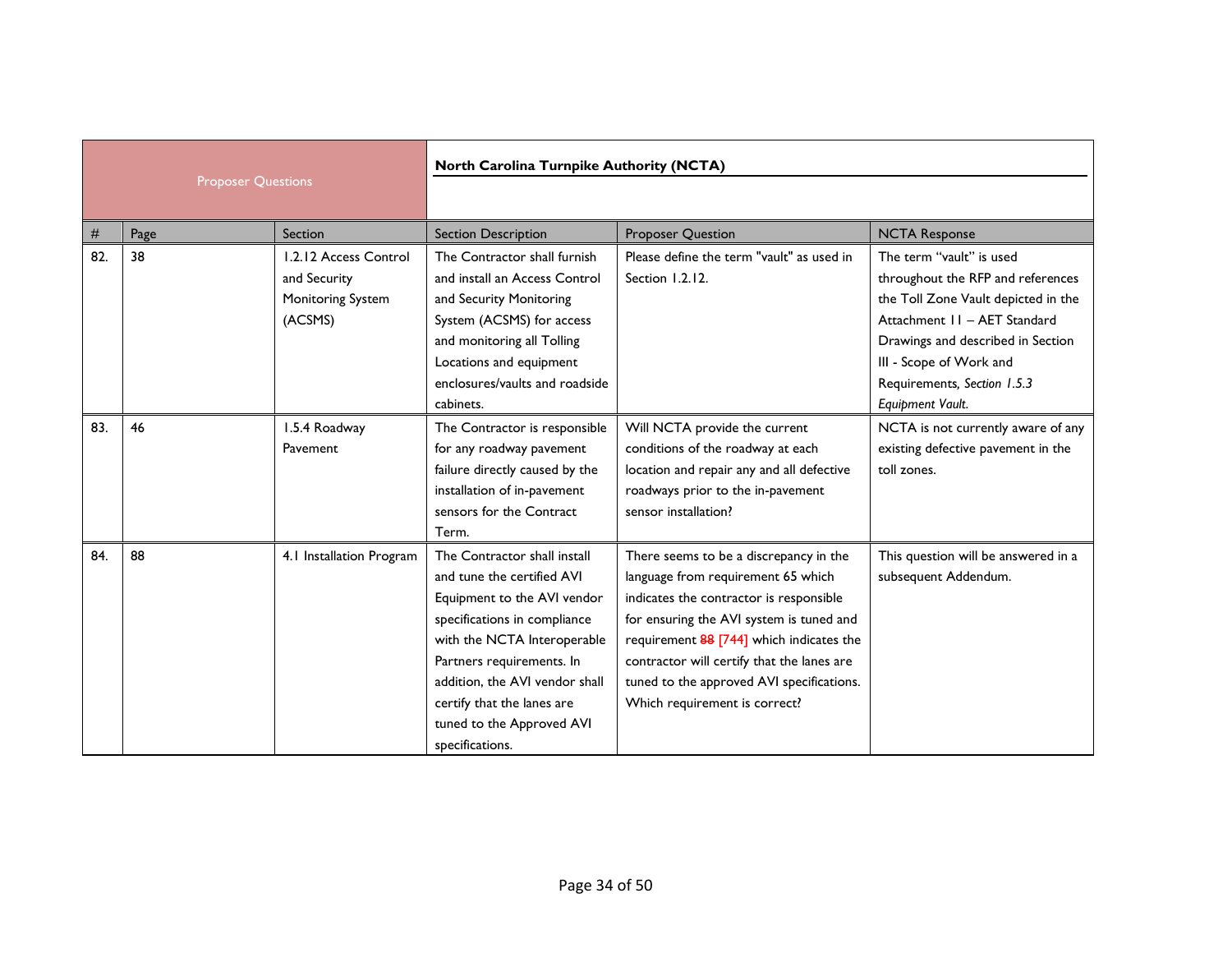| Proposer Questions | | | North Carolina Turnpike Authority (NCTA) | | |
|---|---|---|---|---|---|
| # | Page | Section | Section Description | Proposer Question | NCTA Response |
| 82. | 38 | 1.2.12 Access Control and Security Monitoring System (ACSMS) | The Contractor shall furnish and install an Access Control and Security Monitoring System (ACSMS) for access and monitoring all Tolling Locations and equipment enclosures/vaults and roadside cabinets. | Please define the term "vault" as used in Section 1.2.12. | The term "vault" is used throughout the RFP and references the Toll Zone Vault depicted in the Attachment 11 – AET Standard Drawings and described in Section III - Scope of Work and Requirements, *Section 1.5.3 Equipment Vault.* |
| 83. | 46 | 1.5.4 Roadway Pavement | The Contractor is responsible for any roadway pavement failure directly caused by the installation of in-pavement sensors for the Contract Term. | Will NCTA provide the current conditions of the roadway at each location and repair any and all defective roadways prior to the in-pavement sensor installation? | NCTA is not currently aware of any existing defective pavement in the toll zones. |
| 84. | 88 | 4.1 Installation Program | The Contractor shall install and tune the certified AVI Equipment to the AVI vendor specifications in compliance with the NCTA Interoperable Partners requirements. In addition, the AVI vendor shall certify that the lanes are tuned to the Approved AVI specifications. | There seems to be a discrepancy in the language from requirement 65 which indicates the contractor is responsible for ensuring the AVI system is tuned and requirement ~~88~~ [744] which indicates the contractor will certify that the lanes are tuned to the approved AVI specifications. Which requirement is correct? | This question will be answered in a subsequent Addendum. |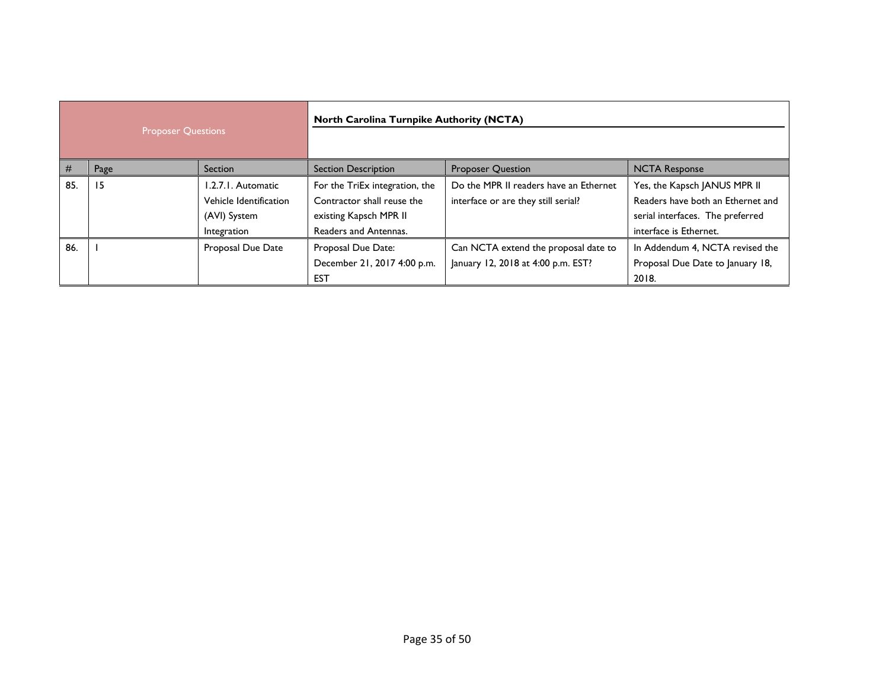| Proposer Questions | | | North Carolina Turnpike Authority (NCTA) | | |
|---|---|---|---|---|---|
| # | Page | Section | Section Description | Proposer Question | NCTA Response |
| 85. | 15 | 1.2.7.1. Automatic Vehicle Identification (AVI) System Integration | For the TriEx integration, the Contractor shall reuse the existing Kapsch MPR II Readers and Antennas. | Do the MPR II readers have an Ethernet interface or are they still serial? | Yes, the Kapsch JANUS MPR II Readers have both an Ethernet and serial interfaces. The preferred interface is Ethernet. |
| 86. | 1 | Proposal Due Date | Proposal Due Date: December 21, 2017 4:00 p.m. EST | Can NCTA extend the proposal date to January 12, 2018 at 4:00 p.m. EST? | In Addendum 4, NCTA revised the Proposal Due Date to January 18, 2018. |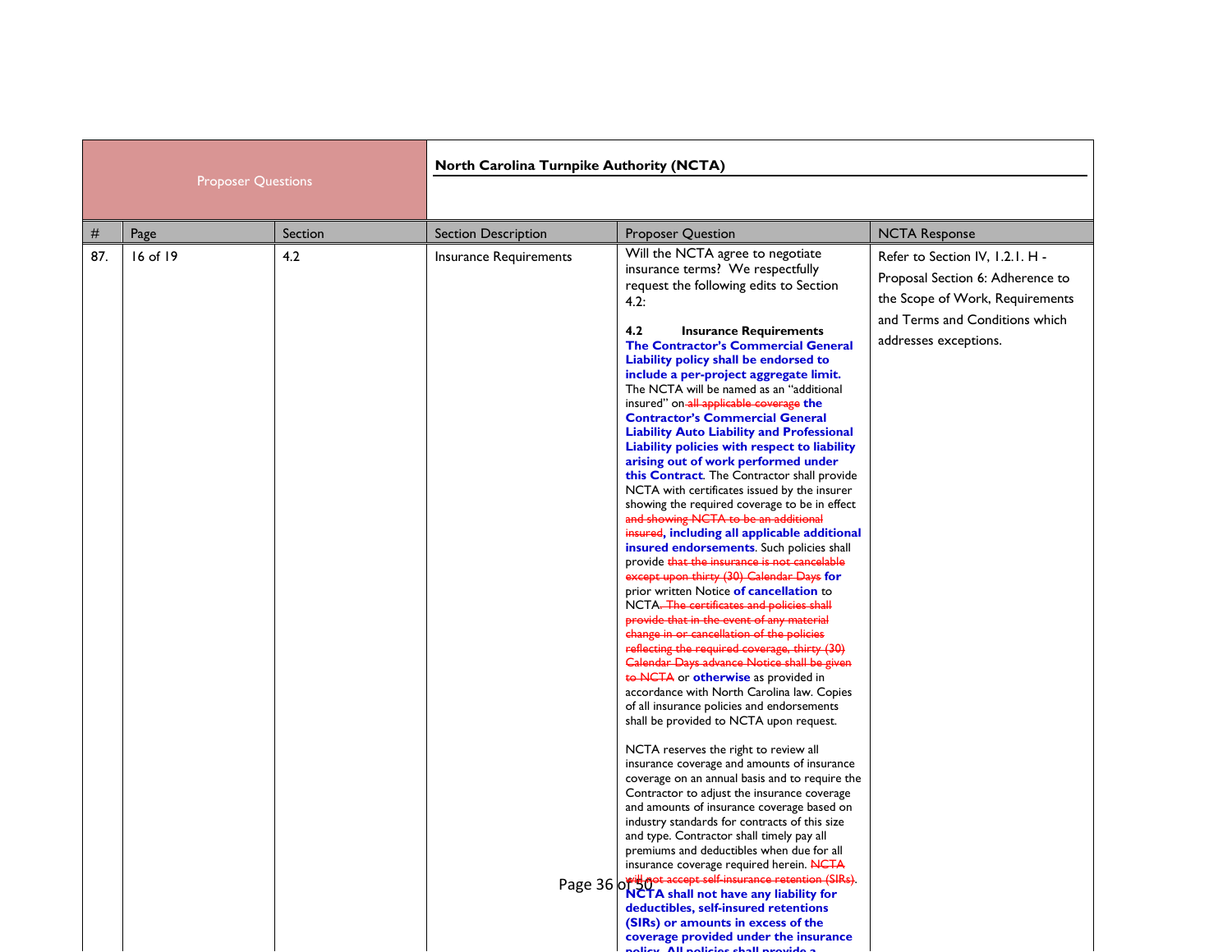| Proposer Questions | | | | North Carolina Turnpike Authority (NCTA) | |
|---|---|---|---|---|---|
| # | Page | Section | Section Description | Proposer Question | NCTA Response |
| 87. | 16 of 19 | 4.2 | Insurance Requirements | Will the NCTA agree to negotiate insurance terms? We respectfully request the following edits to Section 4.2:<br><br>**4.2 Insurance Requirements**<br>**The Contractor's Commercial General Liability policy shall be endorsed to include a per-project aggregate limit.** The NCTA will be named as an "additional insured" on ~~all applicable coverage~~ **the Contractor's Commercial General Liability Auto Liability and Professional Liability policies with respect to liability arising out of work performed under this Contract**. The Contractor shall provide NCTA with certificates issued by the insurer showing the required coverage to be in effect ~~and showing NCTA to be an additional insured~~**, including all applicable additional insured endorsements**. Such policies shall provide ~~that the insurance is not cancelable except upon thirty (30) Calendar Days~~ **for** prior written Notice **of cancellation** to NCTA. ~~The certificates and policies shall provide that in the event of any material change in or cancellation of the policies reflecting the required coverage, thirty (30) Calendar Days advance Notice shall be given to NCTA~~ or **otherwise** as provided in accordance with North Carolina law. Copies of all insurance policies and endorsements shall be provided to NCTA upon request.<br><br>NCTA reserves the right to review all insurance coverage and amounts of insurance coverage on an annual basis and to require the Contractor to adjust the insurance coverage and amounts of insurance coverage based on industry standards for contracts of this size and type. Contractor shall timely pay all premiums and deductibles when due for all insurance coverage required herein. ~~NCTA will not accept self-insurance retention (SIRs).~~ **NCTA shall not have any liability for deductibles, self-insured retentions (SIRs) or amounts in excess of the coverage provided under the insurance policy. All policies shall provide a** | Refer to Section IV, 1.2.1. H - Proposal Section 6: Adherence to the Scope of Work, Requirements and Terms and Conditions which addresses exceptions. |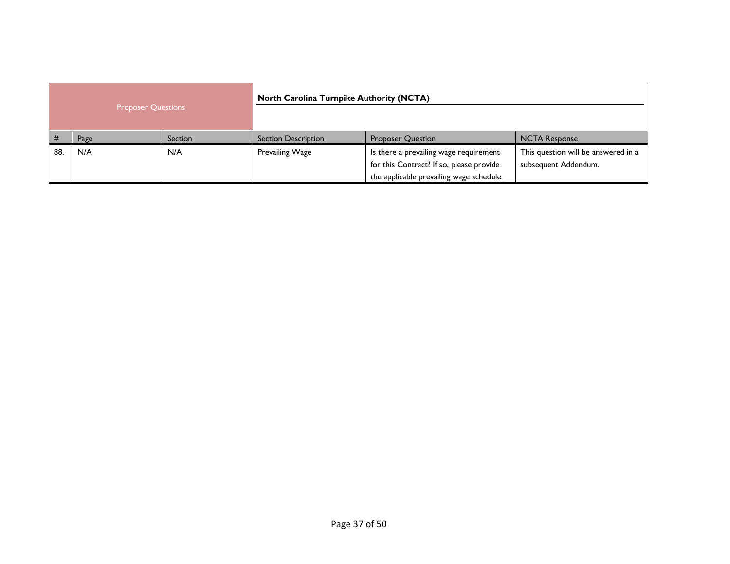| Proposer Questions | | | North Carolina Turnpike Authority (NCTA) | | |
|---|---|---|---|---|---|
| # | Page | Section | Section Description | Proposer Question | NCTA Response |
| 88. | N/A | N/A | Prevailing Wage | Is there a prevailing wage requirement for this Contract? If so, please provide the applicable prevailing wage schedule. | This question will be answered in a subsequent Addendum. |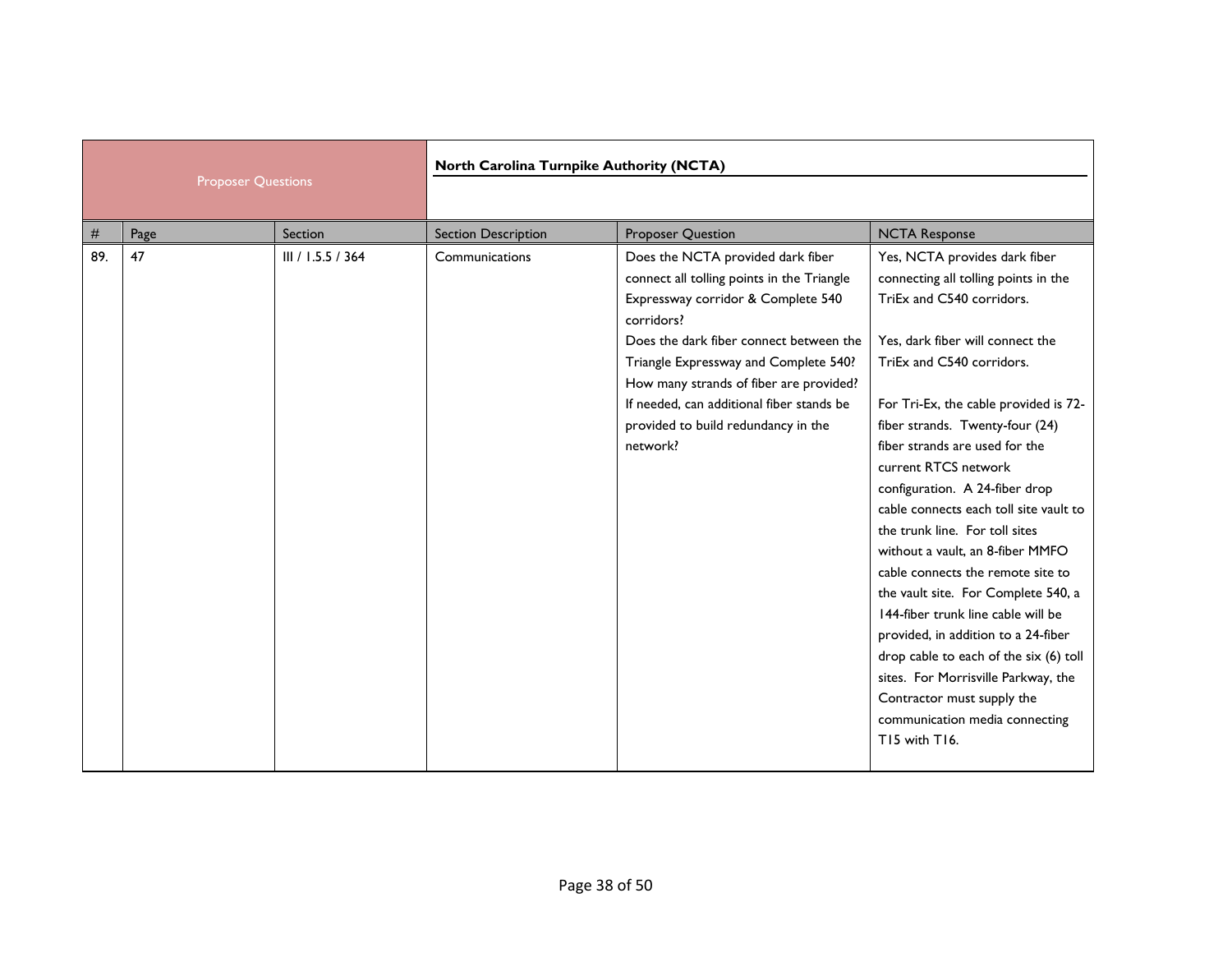| Proposer Questions | | | | North Carolina Turnpike Authority (NCTA) | |
|---|---|---|---|---|---|
| # | Page | Section | Section Description | Proposer Question | NCTA Response |
| 89. | 47 | III / 1.5.5 / 364 | Communications | Does the NCTA provided dark fiber connect all tolling points in the Triangle Expressway corridor & Complete 540 corridors?<br>Does the dark fiber connect between the Triangle Expressway and Complete 540?<br>How many strands of fiber are provided?<br>If needed, can additional fiber stands be provided to build redundancy in the network? | Yes, NCTA provides dark fiber connecting all tolling points in the TriEx and C540 corridors.<br><br>Yes, dark fiber will connect the TriEx and C540 corridors.<br><br>For Tri-Ex, the cable provided is 72-fiber strands. Twenty-four (24) fiber strands are used for the current RTCS network configuration. A 24-fiber drop cable connects each toll site vault to the trunk line. For toll sites without a vault, an 8-fiber MMFO cable connects the remote site to the vault site. For Complete 540, a 144-fiber trunk line cable will be provided, in addition to a 24-fiber drop cable to each of the six (6) toll sites. For Morrisville Parkway, the Contractor must supply the communication media connecting T15 with T16. |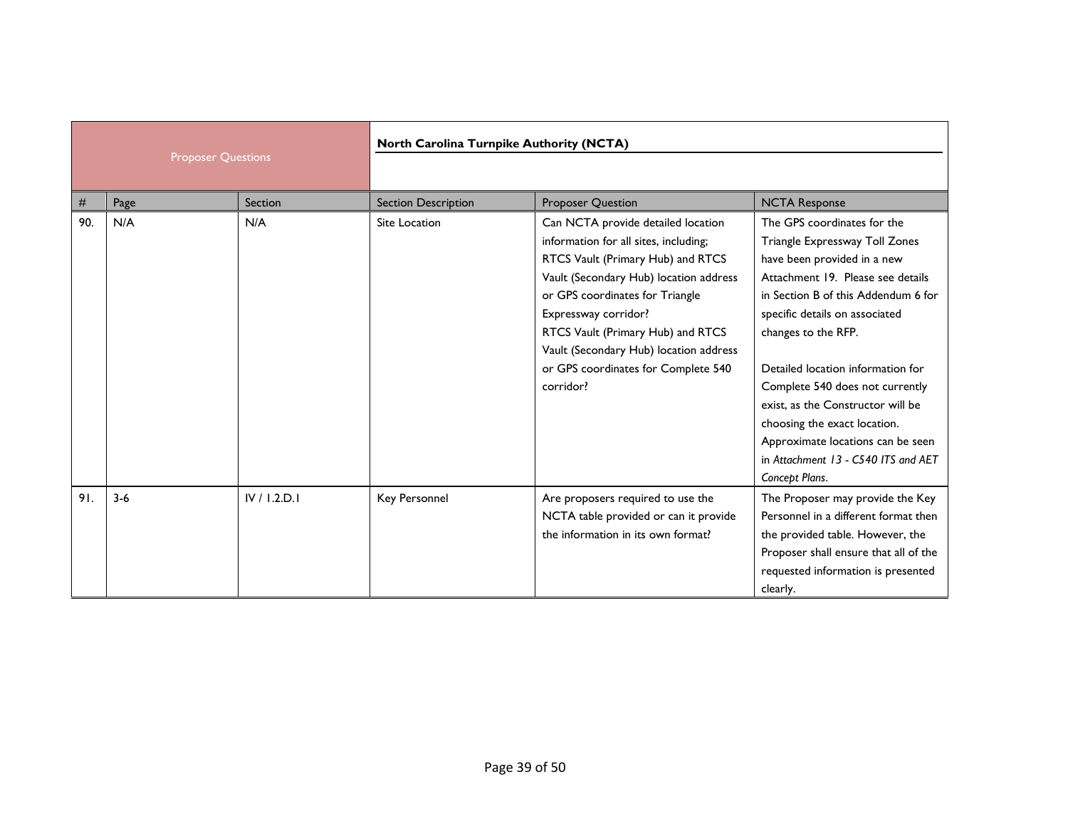| Proposer Questions | | | | North Carolina Turnpike Authority (NCTA) | |
|---|---|---|---|---|---|
| # | Page | Section | Section Description | Proposer Question | NCTA Response |
| 90. | N/A | N/A | Site Location | Can NCTA provide detailed location information for all sites, including; RTCS Vault (Primary Hub) and RTCS Vault (Secondary Hub) location address or GPS coordinates for Triangle Expressway corridor? RTCS Vault (Primary Hub) and RTCS Vault (Secondary Hub) location address or GPS coordinates for Complete 540 corridor? | The GPS coordinates for the Triangle Expressway Toll Zones have been provided in a new Attachment 19. Please see details in Section B of this Addendum 6 for specific details on associated changes to the RFP.<br><br>Detailed location information for Complete 540 does not currently exist, as the Constructor will be choosing the exact location. Approximate locations can be seen in *Attachment 13 - C540 ITS and AET Concept Plans*. |
| 91. | 3-6 | IV / 1.2.D.1 | Key Personnel | Are proposers required to use the NCTA table provided or can it provide the information in its own format? | The Proposer may provide the Key Personnel in a different format then the provided table. However, the Proposer shall ensure that all of the requested information is presented clearly. |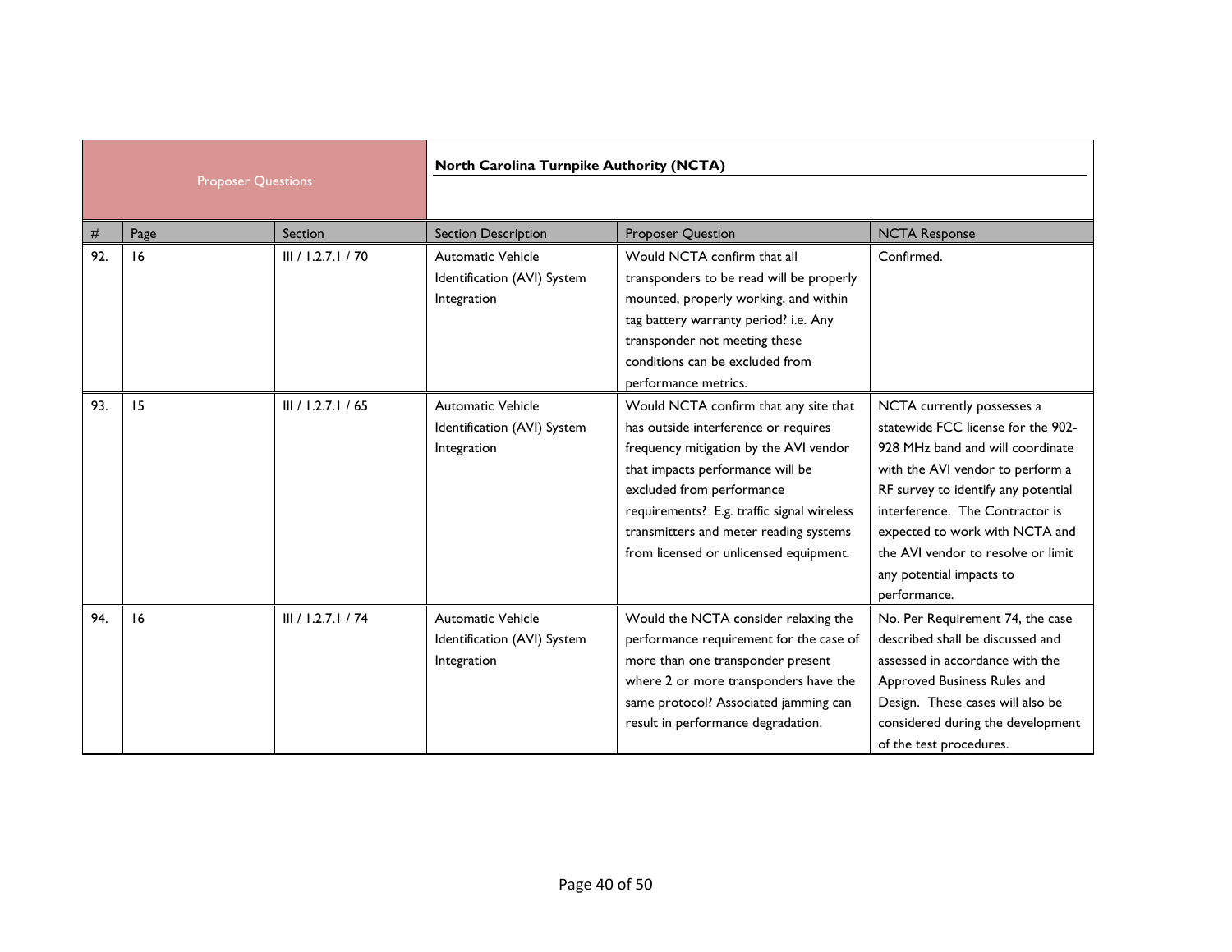| Proposer Questions | | | North Carolina Turnpike Authority (NCTA) | | |
|---|---|---|---|---|---|
| # | Page | Section | Section Description | Proposer Question | NCTA Response |
| 92. | 16 | III / 1.2.7.1 / 70 | Automatic Vehicle Identification (AVI) System Integration | Would NCTA confirm that all transponders to be read will be properly mounted, properly working, and within tag battery warranty period? i.e. Any transponder not meeting these conditions can be excluded from performance metrics. | Confirmed. |
| 93. | 15 | III / 1.2.7.1 / 65 | Automatic Vehicle Identification (AVI) System Integration | Would NCTA confirm that any site that has outside interference or requires frequency mitigation by the AVI vendor that impacts performance will be excluded from performance requirements? E.g. traffic signal wireless transmitters and meter reading systems from licensed or unlicensed equipment. | NCTA currently possesses a statewide FCC license for the 902-928 MHz band and will coordinate with the AVI vendor to perform a RF survey to identify any potential interference. The Contractor is expected to work with NCTA and the AVI vendor to resolve or limit any potential impacts to performance. |
| 94. | 16 | III / 1.2.7.1 / 74 | Automatic Vehicle Identification (AVI) System Integration | Would the NCTA consider relaxing the performance requirement for the case of more than one transponder present where 2 or more transponders have the same protocol? Associated jamming can result in performance degradation. | No. Per Requirement 74, the case described shall be discussed and assessed in accordance with the Approved Business Rules and Design. These cases will also be considered during the development of the test procedures. |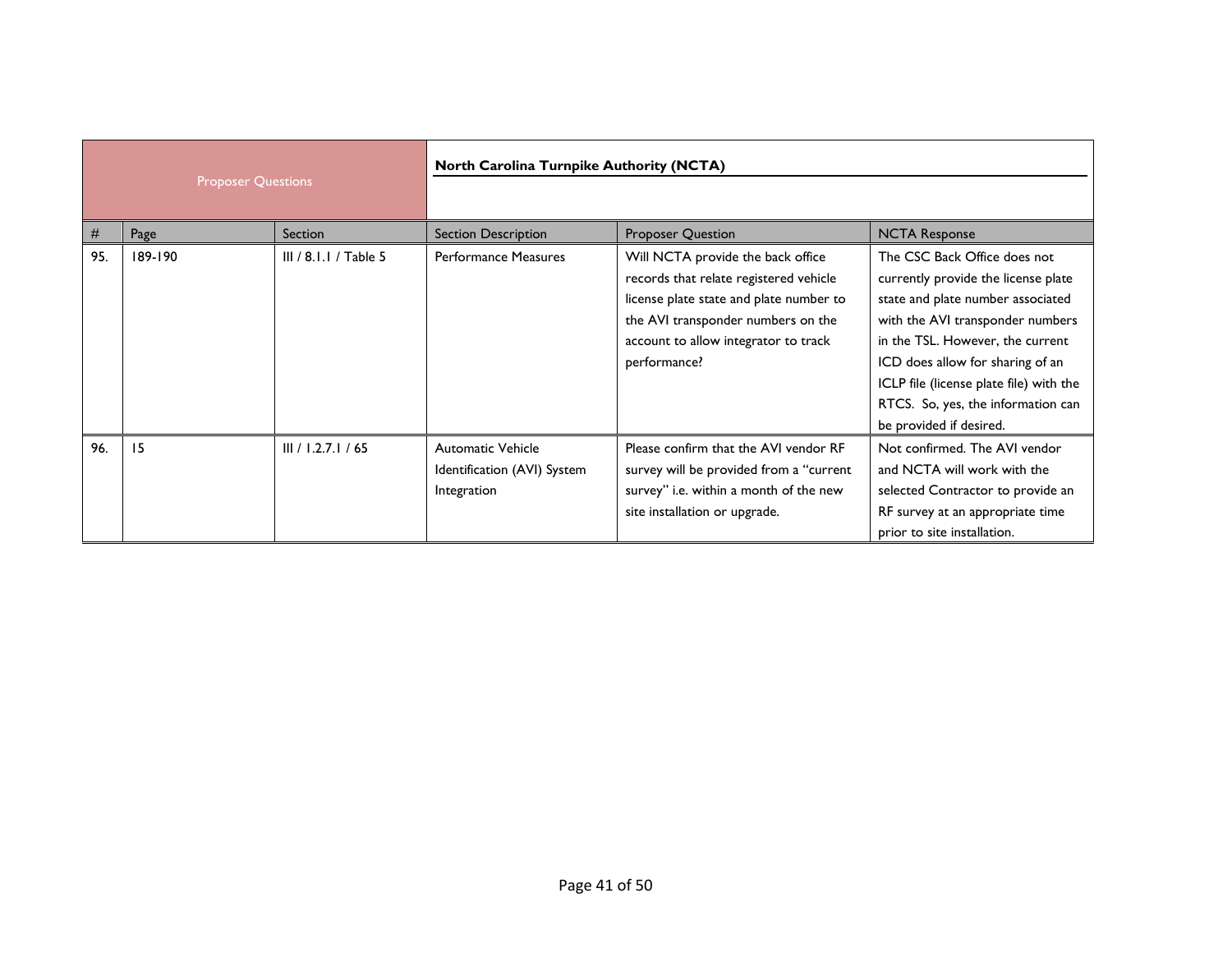| Proposer Questions | | | | North Carolina Turnpike Authority (NCTA) | |
|---|---|---|---|---|---|
| # | Page | Section | Section Description | Proposer Question | NCTA Response |
| 95. | 189-190 | III / 8.1.1 / Table 5 | Performance Measures | Will NCTA provide the back office records that relate registered vehicle license plate state and plate number to the AVI transponder numbers on the account to allow integrator to track performance? | The CSC Back Office does not currently provide the license plate state and plate number associated with the AVI transponder numbers in the TSL. However, the current ICD does allow for sharing of an ICLP file (license plate file) with the RTCS. So, yes, the information can be provided if desired. |
| 96. | 15 | III / 1.2.7.1 / 65 | Automatic Vehicle Identification (AVI) System Integration | Please confirm that the AVI vendor RF survey will be provided from a "current survey" i.e. within a month of the new site installation or upgrade. | Not confirmed. The AVI vendor and NCTA will work with the selected Contractor to provide an RF survey at an appropriate time prior to site installation. |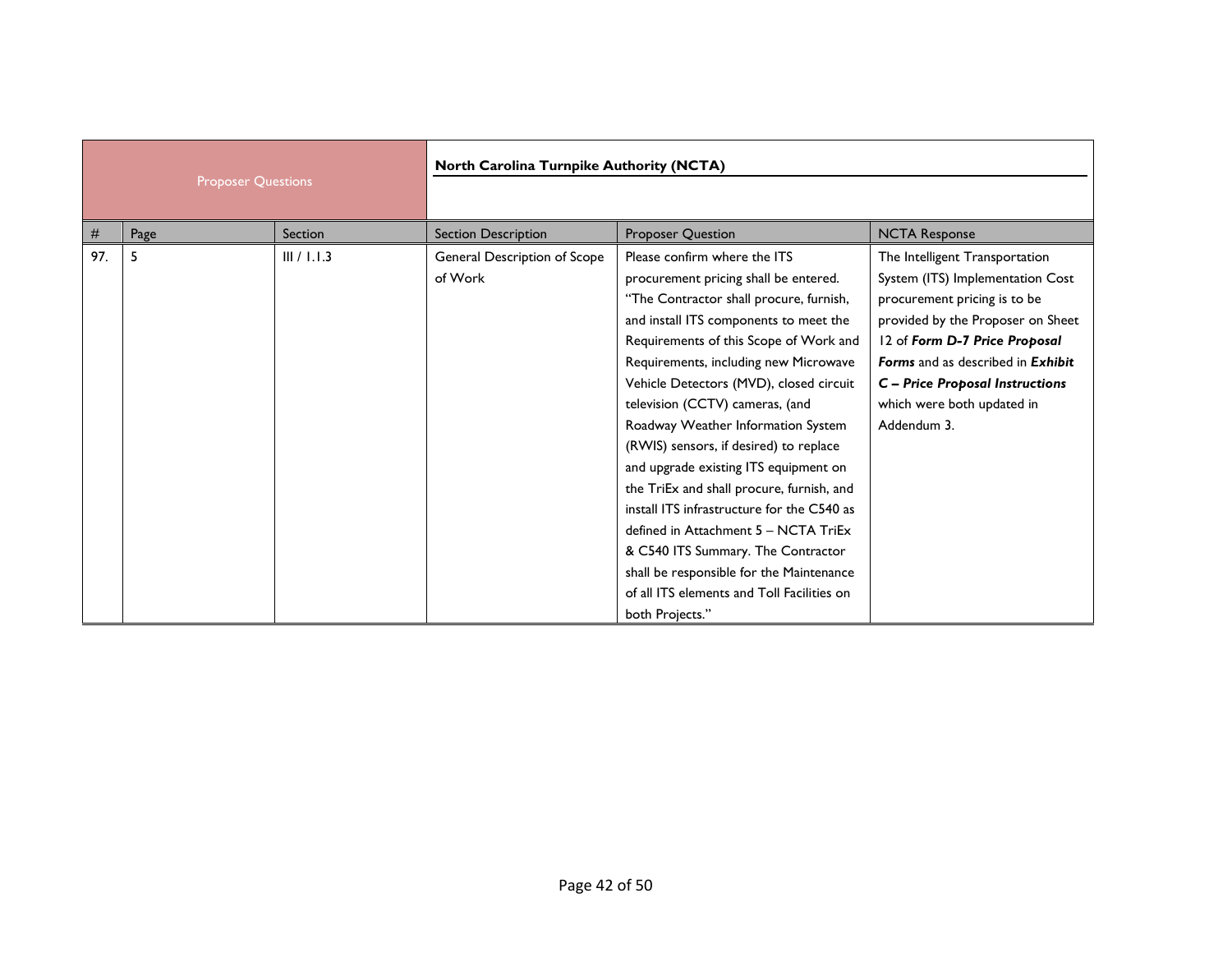| Proposer Questions | | | | North Carolina Turnpike Authority (NCTA) | |
|---|---|---|---|---|---|
| # | Page | Section | Section Description | Proposer Question | NCTA Response |
| 97. | 5 | III / 1.1.3 | General Description of Scope of Work | Please confirm where the ITS procurement pricing shall be entered. "The Contractor shall procure, furnish, and install ITS components to meet the Requirements of this Scope of Work and Requirements, including new Microwave Vehicle Detectors (MVD), closed circuit television (CCTV) cameras, (and Roadway Weather Information System (RWIS) sensors, if desired) to replace and upgrade existing ITS equipment on the TriEx and shall procure, furnish, and install ITS infrastructure for the C540 as defined in Attachment 5 – NCTA TriEx & C540 ITS Summary. The Contractor shall be responsible for the Maintenance of all ITS elements and Toll Facilities on both Projects." | The Intelligent Transportation System (ITS) Implementation Cost procurement pricing is to be provided by the Proposer on Sheet 12 of ***Form D-7 Price Proposal Forms*** and as described in ***Exhibit C – Price Proposal Instructions*** which were both updated in Addendum 3. |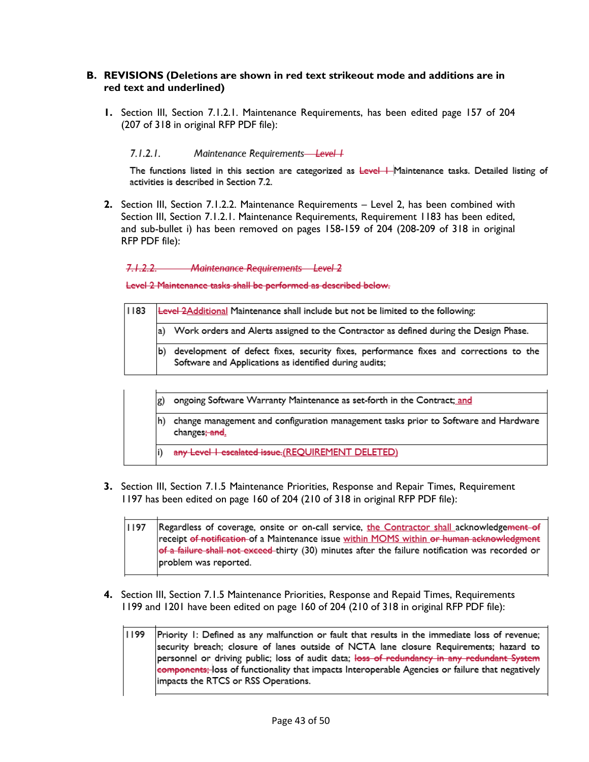## B. REVISIONS (Deletions are shown in red text strikeout mode and additions are in red text and underlined)

1. Section III, Section 7.1.2.1. Maintenance Requirements, has been edited page 157 of 204 (207 of 318 in original RFP PDF file):

   *7.1.2.1. Maintenance Requirements ~~– Level 1~~*

   The functions listed in this section are categorized as ~~Level 1~~ Maintenance tasks. Detailed listing of activities is described in Section 7.2.

2. Section III, Section 7.1.2.2. Maintenance Requirements – Level 2, has been combined with Section III, Section 7.1.2.1. Maintenance Requirements, Requirement 1183 has been edited, and sub-bullet i) has been removed on pages 158-159 of 204 (208-209 of 318 in original RFP PDF file):

   ~~*7.1.2.2. Maintenance Requirements – Level 2*~~

   ~~Level 2 Maintenance tasks shall be performed as described below.~~

| | |
|---|---|
| 1183 | ~~Level 2~~<u>Additional</u> Maintenance shall include but not be limited to the following: |
| | a) Work orders and Alerts assigned to the Contractor as defined during the Design Phase. |
| | b) development of defect fixes, security fixes, performance fixes and corrections to the Software and Applications as identified during audits; |
| | g) ongoing Software Warranty Maintenance as set-forth in the Contract;<u> and</u> |
| | h) change management and configuration management tasks prior to Software and Hardware changes~~; and~~<u>.</u> |
| | i) ~~any Level 1 escalated issue.~~<u>(REQUIREMENT DELETED)</u> |

3. Section III, Section 7.1.5 Maintenance Priorities, Response and Repair Times, Requirement 1197 has been edited on page 160 of 204 (210 of 318 in original RFP PDF file):

| | |
|---|---|
| 1197 | Regardless of coverage, onsite or on-call service, <u>the Contractor shall </u>acknowledge~~ment of~~ receipt ~~of notification~~ of a Maintenance issue <u>within MOMS within </u>~~or human acknowledgment of a failure shall not exceed~~ thirty (30) minutes after the failure notification was recorded or problem was reported. |

4. Section III, Section 7.1.5 Maintenance Priorities, Response and Repaid Times, Requirements 1199 and 1201 have been edited on page 160 of 204 (210 of 318 in original RFP PDF file):

| | |
|---|---|
| 1199 | Priority 1: Defined as any malfunction or fault that results in the immediate loss of revenue; security breach; closure of lanes outside of NCTA lane closure Requirements; hazard to personnel or driving public; loss of audit data; ~~loss of redundancy in any redundant System components;~~ loss of functionality that impacts Interoperable Agencies or failure that negatively impacts the RTCS or RSS Operations. |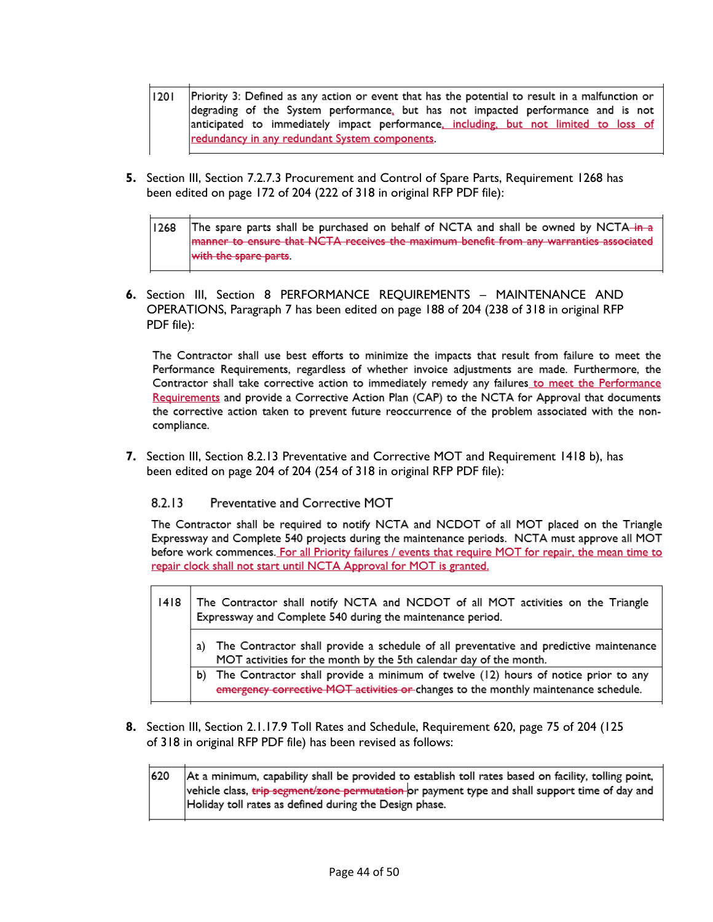| | |
|---|---|
| 1201 | Priority 3: Defined as any action or event that has the potential to result in a malfunction or degrading of the System performance, but has not impacted performance and is not anticipated to immediately impact performance, including, but not limited to loss of redundancy in any redundant System components. |

5. Section III, Section 7.2.7.3 Procurement and Control of Spare Parts, Requirement 1268 has been edited on page 172 of 204 (222 of 318 in original RFP PDF file):

| | |
|---|---|
| 1268 | The spare parts shall be purchased on behalf of NCTA and shall be owned by NCTA ~~in a manner to ensure that NCTA receives the maximum benefit from any warranties associated with the spare parts~~. |

6. Section III, Section 8 PERFORMANCE REQUIREMENTS – MAINTENANCE AND OPERATIONS, Paragraph 7 has been edited on page 188 of 204 (238 of 318 in original RFP PDF file):

The Contractor shall use best efforts to minimize the impacts that result from failure to meet the Performance Requirements, regardless of whether invoice adjustments are made. Furthermore, the Contractor shall take corrective action to immediately remedy any failures to meet the Performance Requirements and provide a Corrective Action Plan (CAP) to the NCTA for Approval that documents the corrective action taken to prevent future reoccurrence of the problem associated with the non-compliance.

7. Section III, Section 8.2.13 Preventative and Corrective MOT and Requirement 1418 b), has been edited on page 204 of 204 (254 of 318 in original RFP PDF file):

### 8.2.13 Preventative and Corrective MOT

The Contractor shall be required to notify NCTA and NCDOT of all MOT placed on the Triangle Expressway and Complete 540 projects during the maintenance periods. NCTA must approve all MOT before work commences. For all Priority failures / events that require MOT for repair, the mean time to repair clock shall not start until NCTA Approval for MOT is granted.

| | |
|---|---|
| 1418 | The Contractor shall notify NCTA and NCDOT of all MOT activities on the Triangle Expressway and Complete 540 during the maintenance period. |
| | a) The Contractor shall provide a schedule of all preventative and predictive maintenance MOT activities for the month by the 5th calendar day of the month. |
| | b) The Contractor shall provide a minimum of twelve (12) hours of notice prior to any ~~emergency corrective MOT activities or~~ changes to the monthly maintenance schedule. |

8. Section III, Section 2.1.17.9 Toll Rates and Schedule, Requirement 620, page 75 of 204 (125 of 318 in original RFP PDF file) has been revised as follows:

| | |
|---|---|
| 620 | At a minimum, capability shall be provided to establish toll rates based on facility, tolling point, vehicle class, ~~trip segment/zone permutation~~ or payment type and shall support time of day and Holiday toll rates as defined during the Design phase. |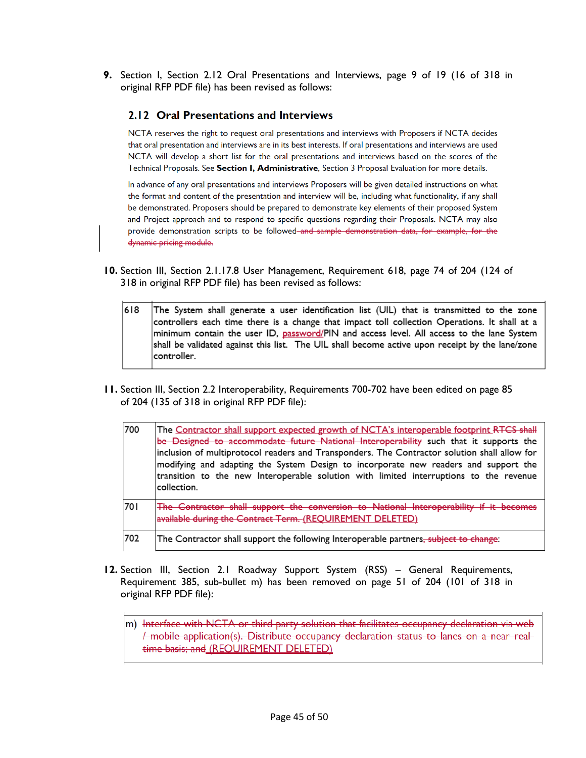**9.** Section I, Section 2.12 Oral Presentations and Interviews, page 9 of 19 (16 of 318 in original RFP PDF file) has been revised as follows:

## 2.12 Oral Presentations and Interviews

NCTA reserves the right to request oral presentations and interviews with Proposers if NCTA decides that oral presentation and interviews are in its best interests. If oral presentations and interviews are used NCTA will develop a short list for the oral presentations and interviews based on the scores of the Technical Proposals. See **Section I, Administrative**, Section 3 Proposal Evaluation for more details.

In advance of any oral presentations and interviews Proposers will be given detailed instructions on what the format and content of the presentation and interview will be, including what functionality, if any shall be demonstrated. Proposers should be prepared to demonstrate key elements of their proposed System and Project approach and to respond to specific questions regarding their Proposals. NCTA may also provide demonstration scripts to be followed~~ and sample demonstration data, for example, for the dynamic pricing module.~~

**10.** Section III, Section 2.1.17.8 User Management, Requirement 618, page 74 of 204 (124 of 318 in original RFP PDF file) has been revised as follows:

| | |
|---|---|
| 618 | The System shall generate a user identification list (UIL) that is transmitted to the zone controllers each time there is a change that impact toll collection Operations. It shall at a minimum contain the user ID, password/PIN and access level. All access to the lane System shall be validated against this list. The UIL shall become active upon receipt by the lane/zone controller. |

**11.** Section III, Section 2.2 Interoperability, Requirements 700-702 have been edited on page 85 of 204 (135 of 318 in original RFP PDF file):

| | |
|---|---|
| 700 | The Contractor shall support expected growth of NCTA's interoperable footprint ~~RTCS shall be Designed to accommodate future National Interoperability~~ such that it supports the inclusion of multiprotocol readers and Transponders. The Contractor solution shall allow for modifying and adapting the System Design to incorporate new readers and support the transition to the new Interoperable solution with limited interruptions to the revenue collection. |
| 701 | ~~The Contractor shall support the conversion to National Interoperability if it becomes available during the Contract Term.~~ (REQUIREMENT DELETED) |
| 702 | The Contractor shall support the following Interoperable partners~~, subject to change~~: |

**12.** Section III, Section 2.1 Roadway Support System (RSS) – General Requirements, Requirement 385, sub-bullet m) has been removed on page 51 of 204 (101 of 318 in original RFP PDF file):

| | |
|---|---|
| m) | ~~Interface with NCTA or third party solution that facilitates occupancy declaration via web / mobile application(s). Distribute occupancy declaration status to lanes on a near real-time basis; and~~ (REQUIREMENT DELETED) |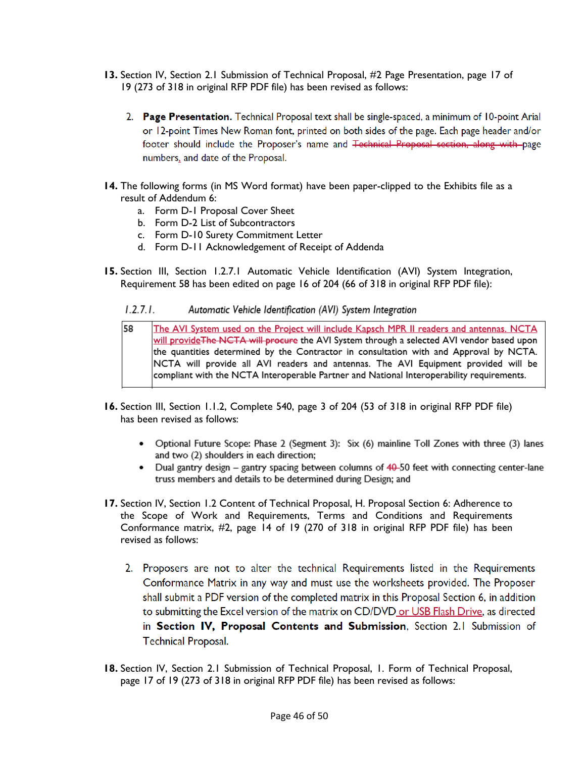**13.** Section IV, Section 2.1 Submission of Technical Proposal, #2 Page Presentation, page 17 of 19 (273 of 318 in original RFP PDF file) has been revised as follows:

> 2. **Page Presentation.** Technical Proposal text shall be single-spaced, a minimum of 10-point Arial or 12-point Times New Roman font, printed on both sides of the page. Each page header and/or footer should include the Proposer's name and ~~Technical Proposal section, along with~~ page numbers, and date of the Proposal.

**14.** The following forms (in MS Word format) have been paper-clipped to the Exhibits file as a result of Addendum 6:

a. Form D-1 Proposal Cover Sheet
b. Form D-2 List of Subcontractors
c. Form D-10 Surety Commitment Letter
d. Form D-11 Acknowledgement of Receipt of Addenda

**15.** Section III, Section 1.2.7.1 Automatic Vehicle Identification (AVI) System Integration, Requirement 58 has been edited on page 16 of 204 (66 of 318 in original RFP PDF file):

*1.2.7.1. Automatic Vehicle Identification (AVI) System Integration*

| | |
|---|---|
| 58 | The AVI System used on the Project will include Kapsch MPR II readers and antennas. NCTA will provide ~~The NCTA will procure~~ the AVI System through a selected AVI vendor based upon the quantities determined by the Contractor in consultation with and Approval by NCTA. NCTA will provide all AVI readers and antennas. The AVI Equipment provided will be compliant with the NCTA Interoperable Partner and National Interoperability requirements. |

**16.** Section III, Section 1.1.2, Complete 540, page 3 of 204 (53 of 318 in original RFP PDF file) has been revised as follows:

- Optional Future Scope: Phase 2 (Segment 3): Six (6) mainline Toll Zones with three (3) lanes and two (2) shoulders in each direction;
- Dual gantry design – gantry spacing between columns of ~~40~~ 50 feet with connecting center-lane truss members and details to be determined during Design; and

**17.** Section IV, Section 1.2 Content of Technical Proposal, H. Proposal Section 6: Adherence to the Scope of Work and Requirements, Terms and Conditions and Requirements Conformance matrix, #2, page 14 of 19 (270 of 318 in original RFP PDF file) has been revised as follows:

> 2. Proposers are not to alter the technical Requirements listed in the Requirements Conformance Matrix in any way and must use the worksheets provided. The Proposer shall submit a PDF version of the completed matrix in this Proposal Section 6, in addition to submitting the Excel version of the matrix on CD/DVD or USB Flash Drive, as directed in **Section IV, Proposal Contents and Submission**, Section 2.1 Submission of Technical Proposal.

**18.** Section IV, Section 2.1 Submission of Technical Proposal, 1. Form of Technical Proposal, page 17 of 19 (273 of 318 in original RFP PDF file) has been revised as follows: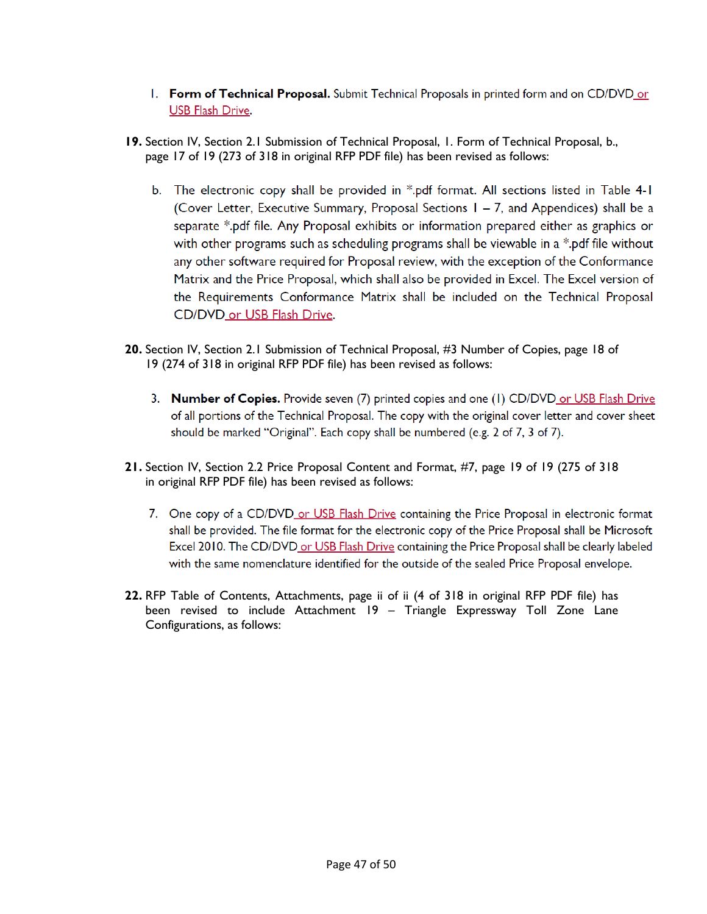1. **Form of Technical Proposal.** Submit Technical Proposals in printed form and on CD/DVD or USB Flash Drive.

**19.** Section IV, Section 2.1 Submission of Technical Proposal, 1. Form of Technical Proposal, b., page 17 of 19 (273 of 318 in original RFP PDF file) has been revised as follows:

b. The electronic copy shall be provided in *.pdf format. All sections listed in Table **4-1** (Cover Letter, Executive Summary, Proposal Sections 1 – 7, and Appendices) shall be a separate *.pdf file. Any Proposal exhibits or information prepared either as graphics or with other programs such as scheduling programs shall be viewable in a *.pdf file without any other software required for Proposal review, with the exception of the Conformance Matrix and the Price Proposal, which shall also be provided in Excel. The Excel version of the Requirements Conformance Matrix shall be included on the Technical Proposal CD/DVD or USB Flash Drive.

**20.** Section IV, Section 2.1 Submission of Technical Proposal, #3 Number of Copies, page 18 of 19 (274 of 318 in original RFP PDF file) has been revised as follows:

3. **Number of Copies.** Provide seven (7) printed copies and one (1) CD/DVD or USB Flash Drive of all portions of the Technical Proposal. The copy with the original cover letter and cover sheet should be marked "Original". Each copy shall be numbered (e.g. 2 of 7, 3 of 7).

**21.** Section IV, Section 2.2 Price Proposal Content and Format, #7, page 19 of 19 (275 of 318 in original RFP PDF file) has been revised as follows:

7. One copy of a CD/DVD or USB Flash Drive containing the Price Proposal in electronic format shall be provided. The file format for the electronic copy of the Price Proposal shall be Microsoft Excel 2010. The CD/DVD or USB Flash Drive containing the Price Proposal shall be clearly labeled with the same nomenclature identified for the outside of the sealed Price Proposal envelope.

**22.** RFP Table of Contents, Attachments, page ii of ii (4 of 318 in original RFP PDF file) has been revised to include Attachment 19 – Triangle Expressway Toll Zone Lane Configurations, as follows: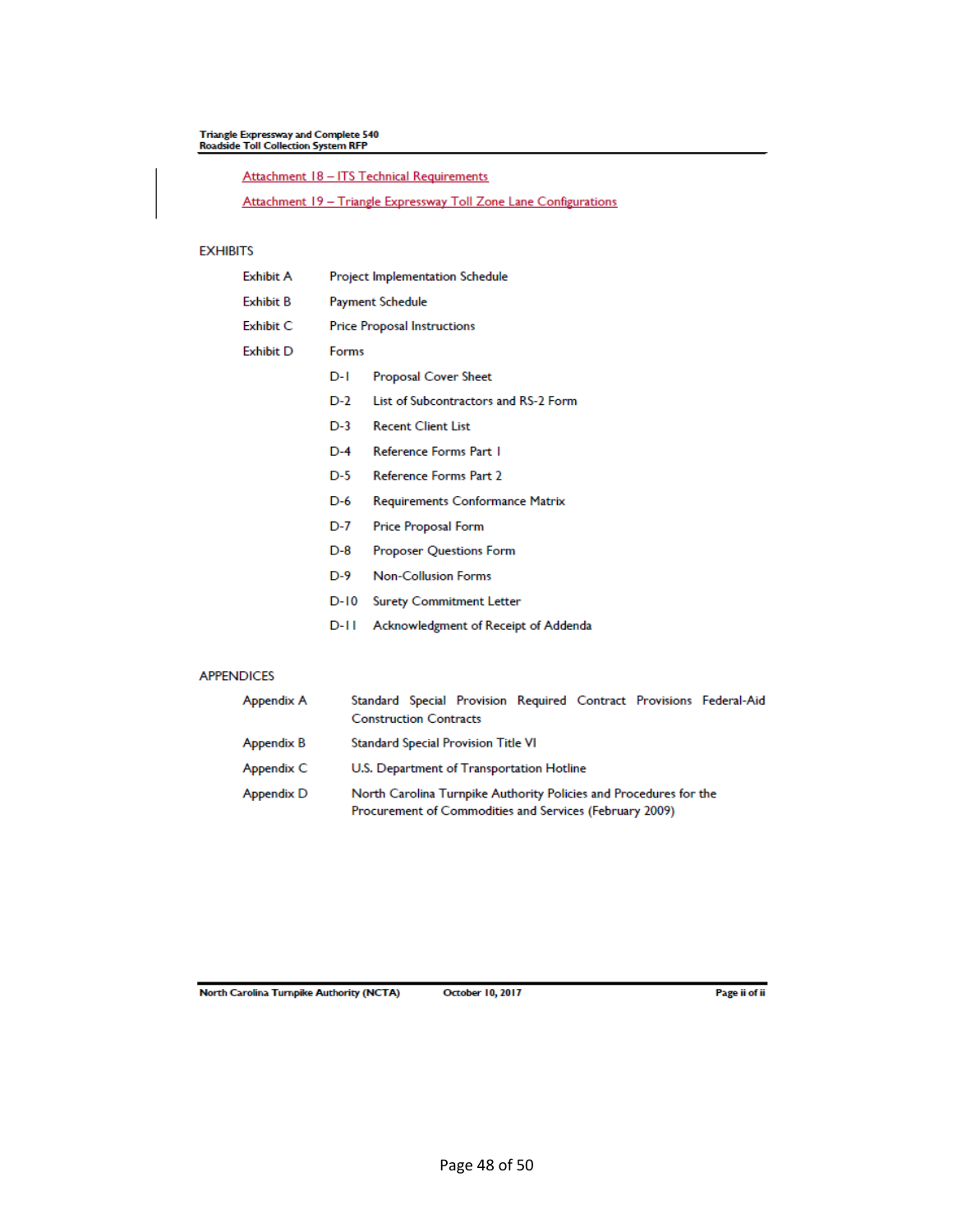Attachment 18 – ITS Technical Requirements

Attachment 19 – Triangle Expressway Toll Zone Lane Configurations

## EXHIBITS

| | |
|---|---|
| Exhibit A | Project Implementation Schedule |
| Exhibit B | Payment Schedule |
| Exhibit C | Price Proposal Instructions |
| Exhibit D | Forms |

| | |
|---|---|
| D-1 | Proposal Cover Sheet |
| D-2 | List of Subcontractors and RS-2 Form |
| D-3 | Recent Client List |
| D-4 | Reference Forms Part 1 |
| D-5 | Reference Forms Part 2 |
| D-6 | Requirements Conformance Matrix |
| D-7 | Price Proposal Form |
| D-8 | Proposer Questions Form |
| D-9 | Non-Collusion Forms |
| D-10 | Surety Commitment Letter |
| D-11 | Acknowledgment of Receipt of Addenda |

## APPENDICES

| | |
|---|---|
| Appendix A | Standard Special Provision Required Contract Provisions Federal-Aid Construction Contracts |
| Appendix B | Standard Special Provision Title VI |
| Appendix C | U.S. Department of Transportation Hotline |
| Appendix D | North Carolina Turnpike Authority Policies and Procedures for the Procurement of Commodities and Services (February 2009) |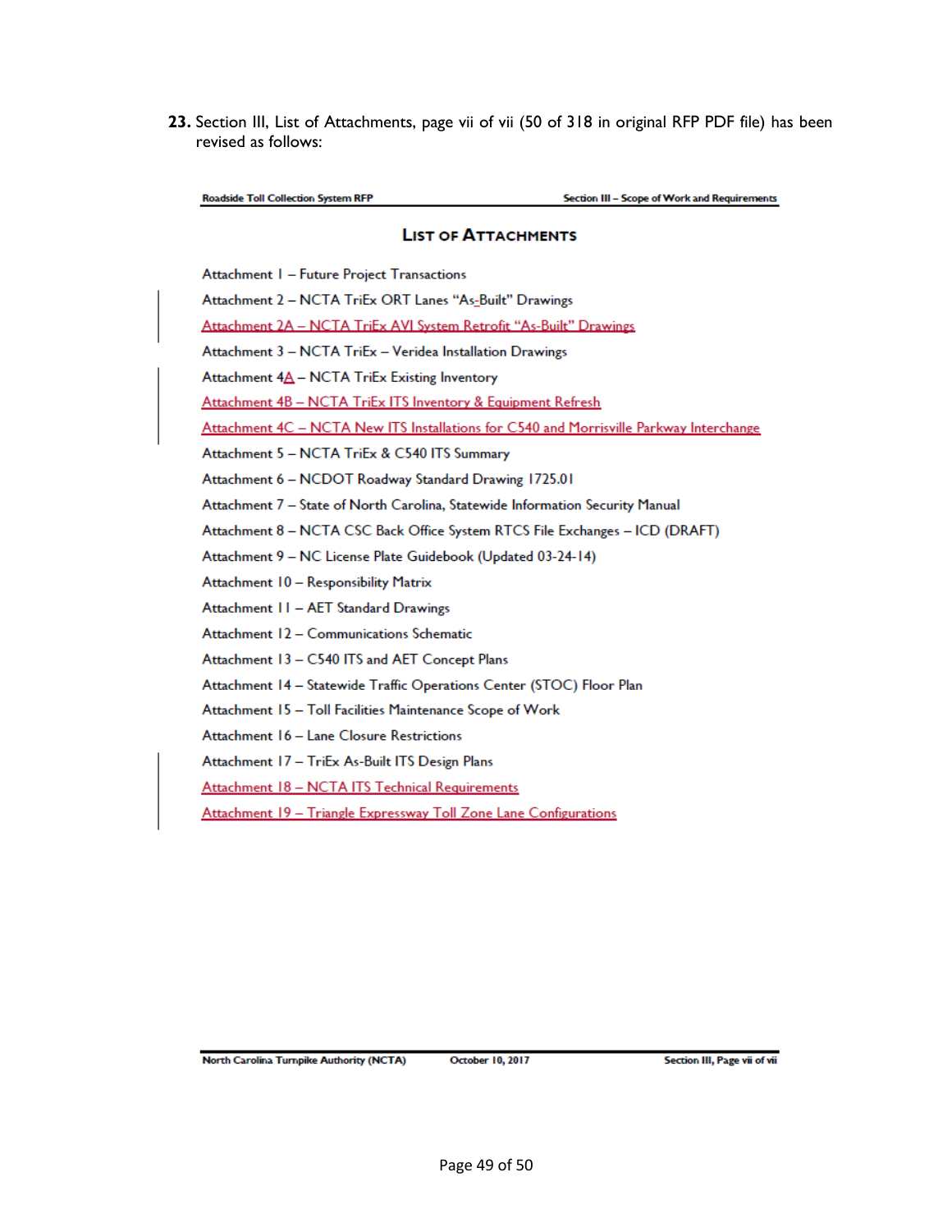**23.** Section III, List of Attachments, page vii of vii (50 of 318 in original RFP PDF file) has been revised as follows:

Roadside Toll Collection System RFP — Section III – Scope of Work and Requirements

## LIST OF ATTACHMENTS

Attachment 1 – Future Project Transactions

Attachment 2 – NCTA TriEx ORT Lanes "As-Built" Drawings

Attachment 2A – NCTA TriEx AVI System Retrofit "As-Built" Drawings

Attachment 3 – NCTA TriEx – Veridea Installation Drawings

Attachment 4A – NCTA TriEx Existing Inventory

Attachment 4B – NCTA TriEx ITS Inventory & Equipment Refresh

Attachment 4C – NCTA New ITS Installations for C540 and Morrisville Parkway Interchange

Attachment 5 – NCTA TriEx & C540 ITS Summary

Attachment 6 – NCDOT Roadway Standard Drawing 1725.01

Attachment 7 – State of North Carolina, Statewide Information Security Manual

Attachment 8 – NCTA CSC Back Office System RTCS File Exchanges – ICD (DRAFT)

Attachment 9 – NC License Plate Guidebook (Updated 03-24-14)

Attachment 10 – Responsibility Matrix

Attachment 11 – AET Standard Drawings

Attachment 12 – Communications Schematic

Attachment 13 – C540 ITS and AET Concept Plans

Attachment 14 – Statewide Traffic Operations Center (STOC) Floor Plan

Attachment 15 – Toll Facilities Maintenance Scope of Work

Attachment 16 – Lane Closure Restrictions

Attachment 17 – TriEx As-Built ITS Design Plans

Attachment 18 – NCTA ITS Technical Requirements

Attachment 19 – Triangle Expressway Toll Zone Lane Configurations

North Carolina Turnpike Authority (NCTA) — October 10, 2017 — Section III, Page vii of vii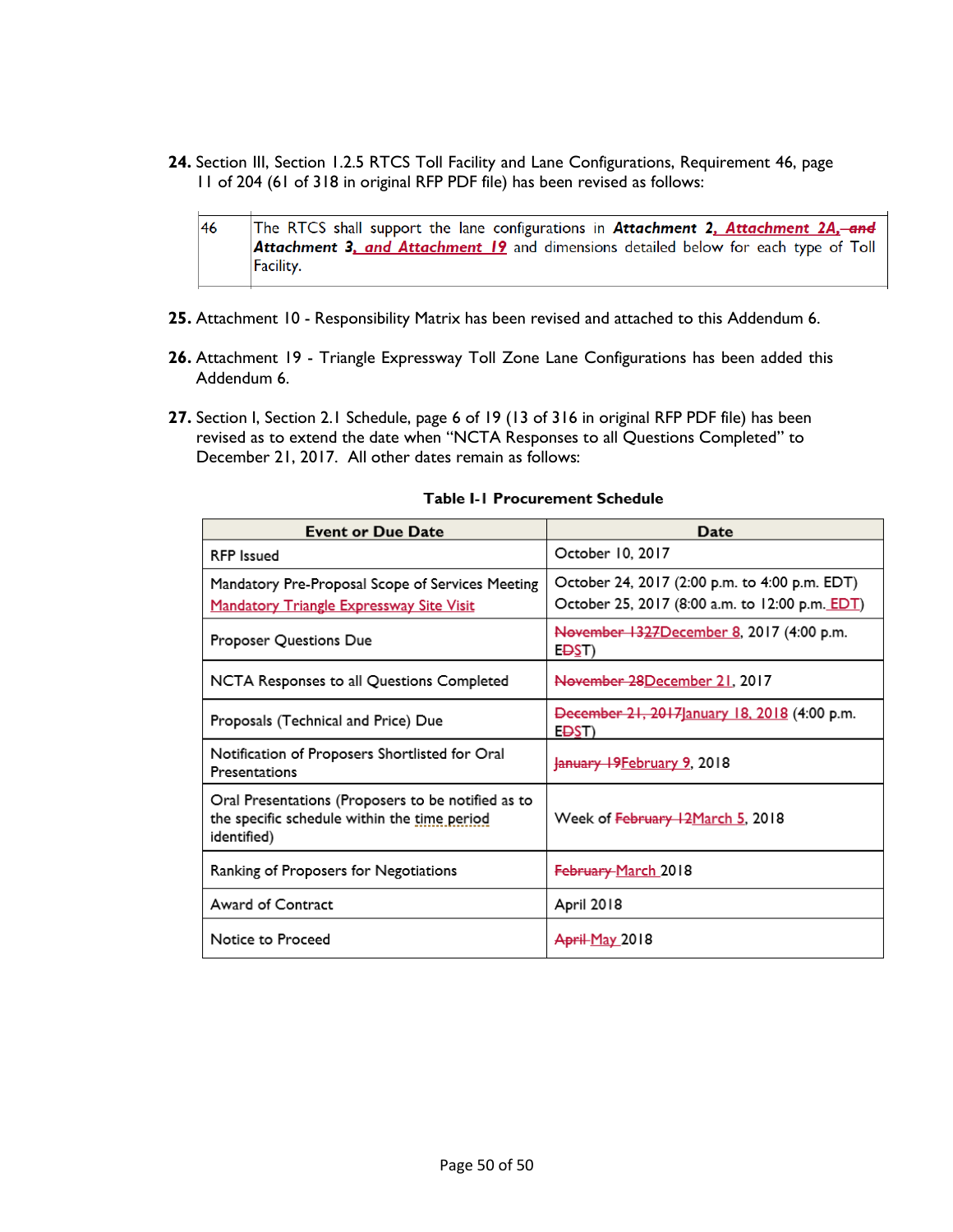24. Section III, Section 1.2.5 RTCS Toll Facility and Lane Configurations, Requirement 46, page 11 of 204 (61 of 318 in original RFP PDF file) has been revised as follows:

| | |
|---|---|
| 46 | The RTCS shall support the lane configurations in ***Attachment* 2**, ***Attachment 2A***, ~~and~~ ***Attachment* 3**, **and *Attachment 19*** and dimensions detailed below for each type of Toll Facility. |

25. Attachment 10 - Responsibility Matrix has been revised and attached to this Addendum 6.

26. Attachment 19 - Triangle Expressway Toll Zone Lane Configurations has been added this Addendum 6.

27. Section I, Section 2.1 Schedule, page 6 of 19 (13 of 316 in original RFP PDF file) has been revised as to extend the date when "NCTA Responses to all Questions Completed" to December 21, 2017. All other dates remain as follows:

**Table I-1 Procurement Schedule**

| Event or Due Date | Date |
|---|---|
| RFP Issued | October 10, 2017 |
| Mandatory Pre-Proposal Scope of Services Meeting<br>Mandatory Triangle Expressway Site Visit | October 24, 2017 (2:00 p.m. to 4:00 p.m. EDT)<br>October 25, 2017 (8:00 a.m. to 12:00 p.m. EDT) |
| Proposer Questions Due | ~~November 1327~~December 8, 2017 (4:00 p.m. E~~D~~ST) |
| NCTA Responses to all Questions Completed | ~~November 28~~December 21, 2017 |
| Proposals (Technical and Price) Due | ~~December 21, 2017~~January 18, 2018 (4:00 p.m. E~~D~~ST) |
| Notification of Proposers Shortlisted for Oral Presentations | ~~January 19~~February 9, 2018 |
| Oral Presentations (Proposers to be notified as to the specific schedule within the time period identified) | Week of ~~February 12~~March 5, 2018 |
| Ranking of Proposers for Negotiations | ~~February~~ March 2018 |
| Award of Contract | April 2018 |
| Notice to Proceed | ~~April~~ May 2018 |